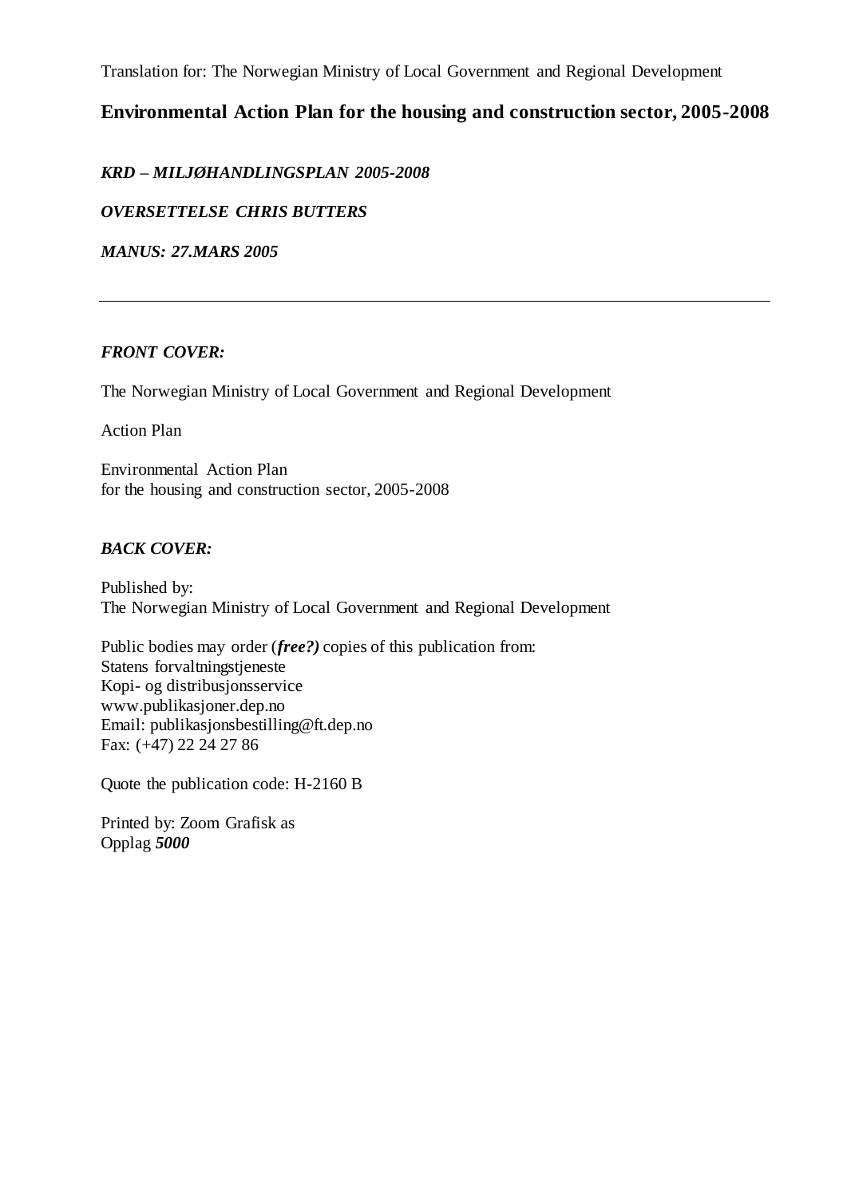Translation for: The Norwegian Ministry of Local Government and Regional Development

# Environmental Action Plan for the housing and construction sector, 2005-2008

***KRD – MILJØHANDLINGSPLAN 2005-2008***

***OVERSETTELSE CHRIS BUTTERS***

***MANUS: 27.MARS 2005***

---

***FRONT COVER:***

The Norwegian Ministry of Local Government and Regional Development

Action Plan

Environmental Action Plan
for the housing and construction sector, 2005-2008

***BACK COVER:***

Published by:
The Norwegian Ministry of Local Government and Regional Development

Public bodies may order (***free?)*** copies of this publication from:
Statens forvaltningstjeneste
Kopi- og distribusjonsservice
www.publikasjoner.dep.no
Email: publikasjonsbestilling@ft.dep.no
Fax: (+47) 22 24 27 86

Quote the publication code: H-2160 B

Printed by: Zoom Grafisk as
Opplag ***5000***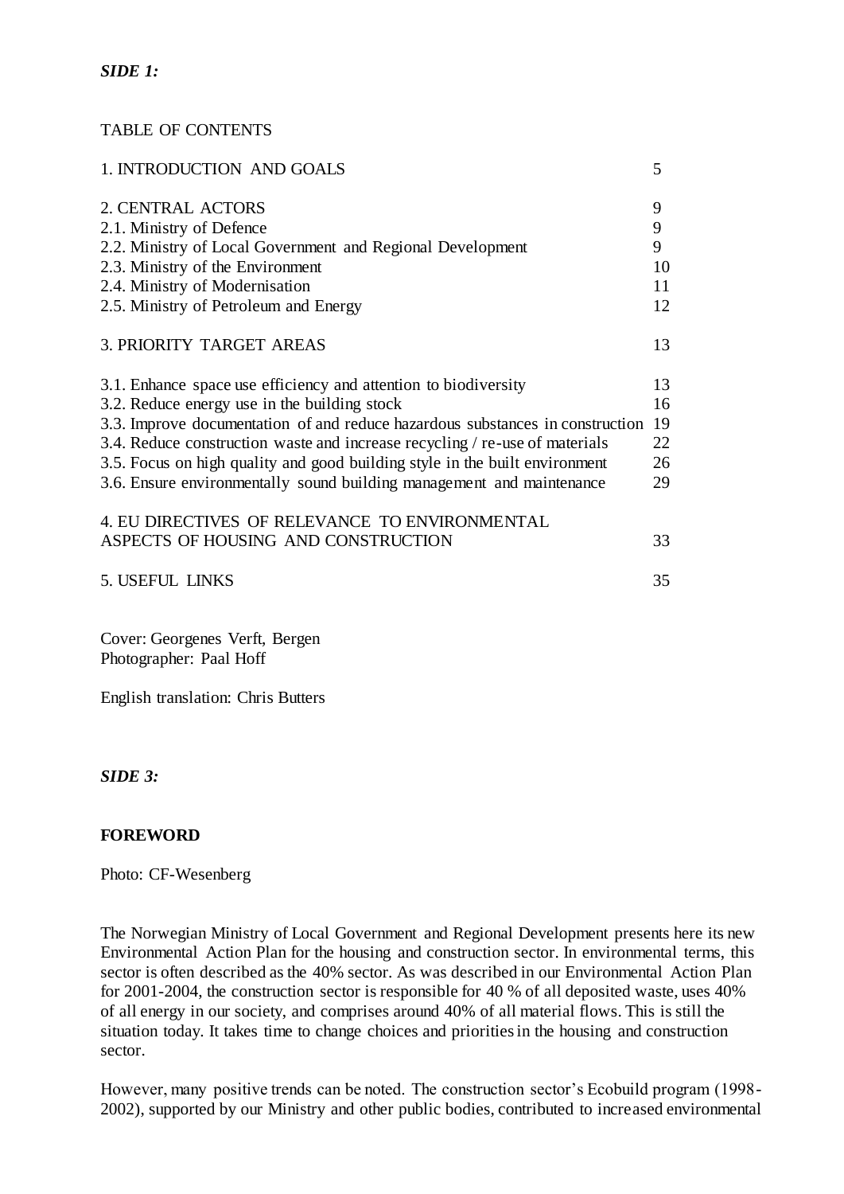*SIDE 1:*

TABLE OF CONTENTS

| | |
|---|---|
| 1. INTRODUCTION AND GOALS | 5 |
| 2. CENTRAL ACTORS | 9 |
| 2.1. Ministry of Defence | 9 |
| 2.2. Ministry of Local Government and Regional Development | 9 |
| 2.3. Ministry of the Environment | 10 |
| 2.4. Ministry of Modernisation | 11 |
| 2.5. Ministry of Petroleum and Energy | 12 |
| 3. PRIORITY TARGET AREAS | 13 |
| 3.1. Enhance space use efficiency and attention to biodiversity | 13 |
| 3.2. Reduce energy use in the building stock | 16 |
| 3.3. Improve documentation of and reduce hazardous substances in construction | 19 |
| 3.4. Reduce construction waste and increase recycling / re-use of materials | 22 |
| 3.5. Focus on high quality and good building style in the built environment | 26 |
| 3.6. Ensure environmentally sound building management and maintenance | 29 |
| 4. EU DIRECTIVES OF RELEVANCE TO ENVIRONMENTAL ASPECTS OF HOUSING AND CONSTRUCTION | 33 |
| 5. USEFUL LINKS | 35 |

Cover: Georgenes Verft, Bergen
Photographer: Paal Hoff

English translation: Chris Butters

*SIDE 3:*

**FOREWORD**

Photo: CF-Wesenberg

The Norwegian Ministry of Local Government and Regional Development presents here its new Environmental Action Plan for the housing and construction sector. In environmental terms, this sector is often described as the 40% sector. As was described in our Environmental Action Plan for 2001-2004, the construction sector is responsible for 40 % of all deposited waste, uses 40% of all energy in our society, and comprises around 40% of all material flows. This is still the situation today. It takes time to change choices and priorities in the housing and construction sector.

However, many positive trends can be noted. The construction sector's Ecobuild program (1998-2002), supported by our Ministry and other public bodies, contributed to increased environmental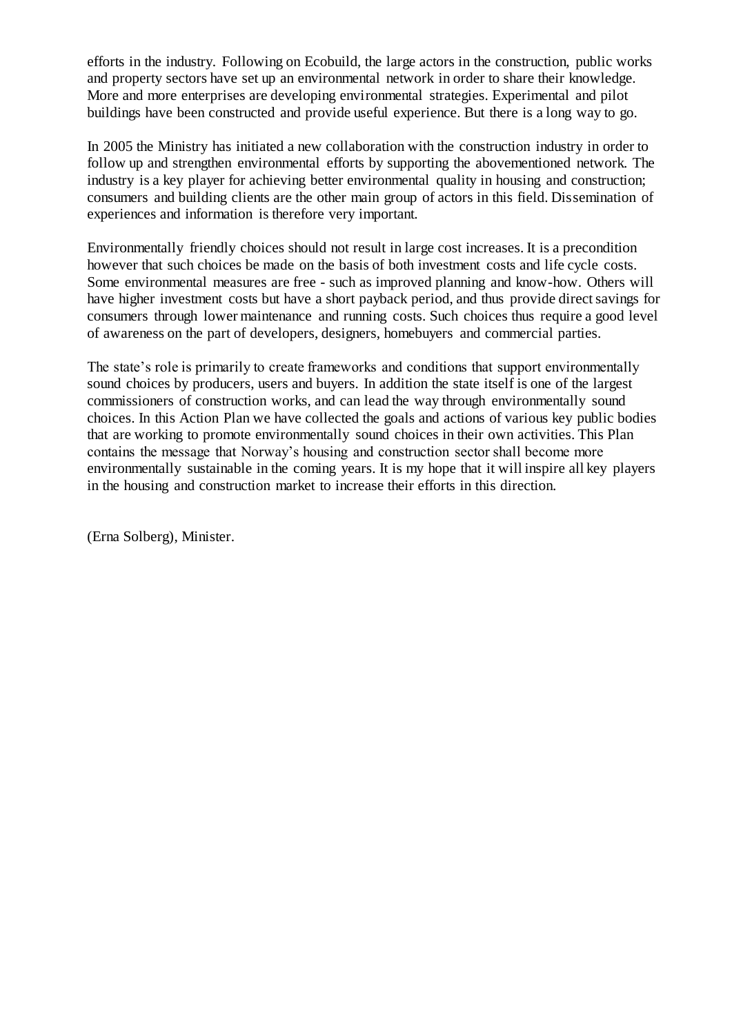efforts in the industry. Following on Ecobuild, the large actors in the construction, public works and property sectors have set up an environmental network in order to share their knowledge. More and more enterprises are developing environmental strategies. Experimental and pilot buildings have been constructed and provide useful experience. But there is a long way to go.

In 2005 the Ministry has initiated a new collaboration with the construction industry in order to follow up and strengthen environmental efforts by supporting the abovementioned network. The industry is a key player for achieving better environmental quality in housing and construction; consumers and building clients are the other main group of actors in this field. Dissemination of experiences and information is therefore very important.

Environmentally friendly choices should not result in large cost increases. It is a precondition however that such choices be made on the basis of both investment costs and life cycle costs. Some environmental measures are free - such as improved planning and know-how. Others will have higher investment costs but have a short payback period, and thus provide direct savings for consumers through lower maintenance and running costs. Such choices thus require a good level of awareness on the part of developers, designers, homebuyers and commercial parties.

The state's role is primarily to create frameworks and conditions that support environmentally sound choices by producers, users and buyers. In addition the state itself is one of the largest commissioners of construction works, and can lead the way through environmentally sound choices. In this Action Plan we have collected the goals and actions of various key public bodies that are working to promote environmentally sound choices in their own activities. This Plan contains the message that Norway's housing and construction sector shall become more environmentally sustainable in the coming years. It is my hope that it will inspire all key players in the housing and construction market to increase their efforts in this direction.

(Erna Solberg), Minister.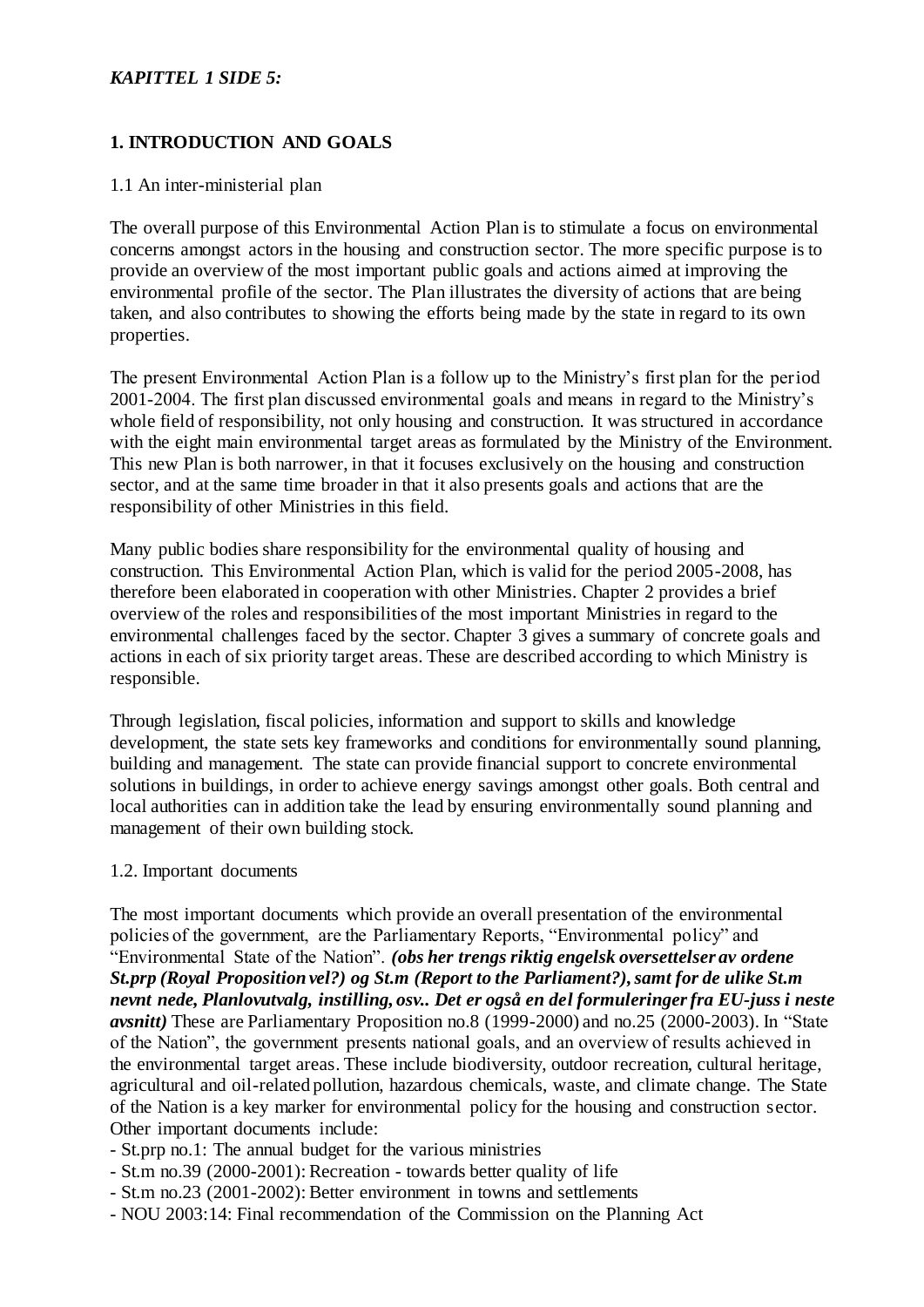*KAPITTEL 1 SIDE 5:*

## 1. INTRODUCTION AND GOALS

### 1.1 An inter-ministerial plan

The overall purpose of this Environmental Action Plan is to stimulate a focus on environmental concerns amongst actors in the housing and construction sector. The more specific purpose is to provide an overview of the most important public goals and actions aimed at improving the environmental profile of the sector. The Plan illustrates the diversity of actions that are being taken, and also contributes to showing the efforts being made by the state in regard to its own properties.

The present Environmental Action Plan is a follow up to the Ministry's first plan for the period 2001-2004. The first plan discussed environmental goals and means in regard to the Ministry's whole field of responsibility, not only housing and construction. It was structured in accordance with the eight main environmental target areas as formulated by the Ministry of the Environment. This new Plan is both narrower, in that it focuses exclusively on the housing and construction sector, and at the same time broader in that it also presents goals and actions that are the responsibility of other Ministries in this field.

Many public bodies share responsibility for the environmental quality of housing and construction. This Environmental Action Plan, which is valid for the period 2005-2008, has therefore been elaborated in cooperation with other Ministries. Chapter 2 provides a brief overview of the roles and responsibilities of the most important Ministries in regard to the environmental challenges faced by the sector. Chapter 3 gives a summary of concrete goals and actions in each of six priority target areas. These are described according to which Ministry is responsible.

Through legislation, fiscal policies, information and support to skills and knowledge development, the state sets key frameworks and conditions for environmentally sound planning, building and management. The state can provide financial support to concrete environmental solutions in buildings, in order to achieve energy savings amongst other goals. Both central and local authorities can in addition take the lead by ensuring environmentally sound planning and management of their own building stock.

### 1.2. Important documents

The most important documents which provide an overall presentation of the environmental policies of the government, are the Parliamentary Reports, "Environmental policy" and "Environmental State of the Nation". ***(obs her trengs riktig engelsk oversettelser av ordene St.prp (Royal Proposition vel?) og St.m (Report to the Parliament?), samt for de ulike St.m nevnt nede, Planlovutvalg, instilling, osv.. Det er også en del formuleringer fra EU-juss i neste avsnitt)*** These are Parliamentary Proposition no.8 (1999-2000) and no.25 (2000-2003). In "State of the Nation", the government presents national goals, and an overview of results achieved in the environmental target areas. These include biodiversity, outdoor recreation, cultural heritage, agricultural and oil-related pollution, hazardous chemicals, waste, and climate change. The State of the Nation is a key marker for environmental policy for the housing and construction sector. Other important documents include:

- St.prp no.1: The annual budget for the various ministries
- St.m no.39 (2000-2001): Recreation - towards better quality of life
- St.m no.23 (2001-2002): Better environment in towns and settlements
- NOU 2003:14: Final recommendation of the Commission on the Planning Act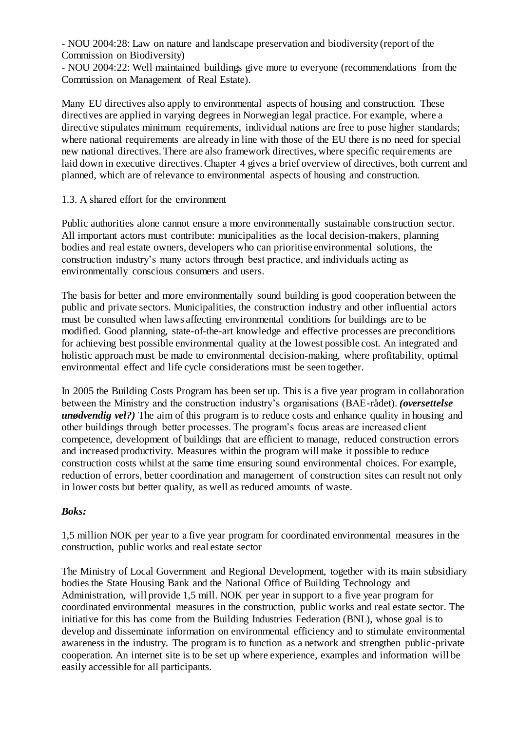- NOU 2004:28: Law on nature and landscape preservation and biodiversity (report of the Commission on Biodiversity)
- NOU 2004:22: Well maintained buildings give more to everyone (recommendations from the Commission on Management of Real Estate).

Many EU directives also apply to environmental aspects of housing and construction. These directives are applied in varying degrees in Norwegian legal practice. For example, where a directive stipulates minimum requirements, individual nations are free to pose higher standards; where national requirements are already in line with those of the EU there is no need for special new national directives. There are also framework directives, where specific requirements are laid down in executive directives. Chapter 4 gives a brief overview of directives, both current and planned, which are of relevance to environmental aspects of housing and construction.

### 1.3. A shared effort for the environment

Public authorities alone cannot ensure a more environmentally sustainable construction sector. All important actors must contribute: municipalities as the local decision-makers, planning bodies and real estate owners, developers who can prioritise environmental solutions, the construction industry's many actors through best practice, and individuals acting as environmentally conscious consumers and users.

The basis for better and more environmentally sound building is good cooperation between the public and private sectors. Municipalities, the construction industry and other influential actors must be consulted when laws affecting environmental conditions for buildings are to be modified. Good planning, state-of-the-art knowledge and effective processes are preconditions for achieving best possible environmental quality at the lowest possible cost. An integrated and holistic approach must be made to environmental decision-making, where profitability, optimal environmental effect and life cycle considerations must be seen together.

In 2005 the Building Costs Program has been set up. This is a five year program in collaboration between the Ministry and the construction industry's organisations (BAE-rådet). ***(oversettelse unødvendig vel?)*** The aim of this program is to reduce costs and enhance quality in housing and other buildings through better processes. The program's focus areas are increased client competence, development of buildings that are efficient to manage, reduced construction errors and increased productivity. Measures within the program will make it possible to reduce construction costs whilst at the same time ensuring sound environmental choices. For example, reduction of errors, better coordination and management of construction sites can result not only in lower costs but better quality, as well as reduced amounts of waste.

***Boks:***

1,5 million NOK per year to a five year program for coordinated environmental measures in the construction, public works and real estate sector

The Ministry of Local Government and Regional Development, together with its main subsidiary bodies the State Housing Bank and the National Office of Building Technology and Administration, will provide 1,5 mill. NOK per year in support to a five year program for coordinated environmental measures in the construction, public works and real estate sector. The initiative for this has come from the Building Industries Federation (BNL), whose goal is to develop and disseminate information on environmental efficiency and to stimulate environmental awareness in the industry. The program is to function as a network and strengthen public-private cooperation. An internet site is to be set up where experience, examples and information will be easily accessible for all participants.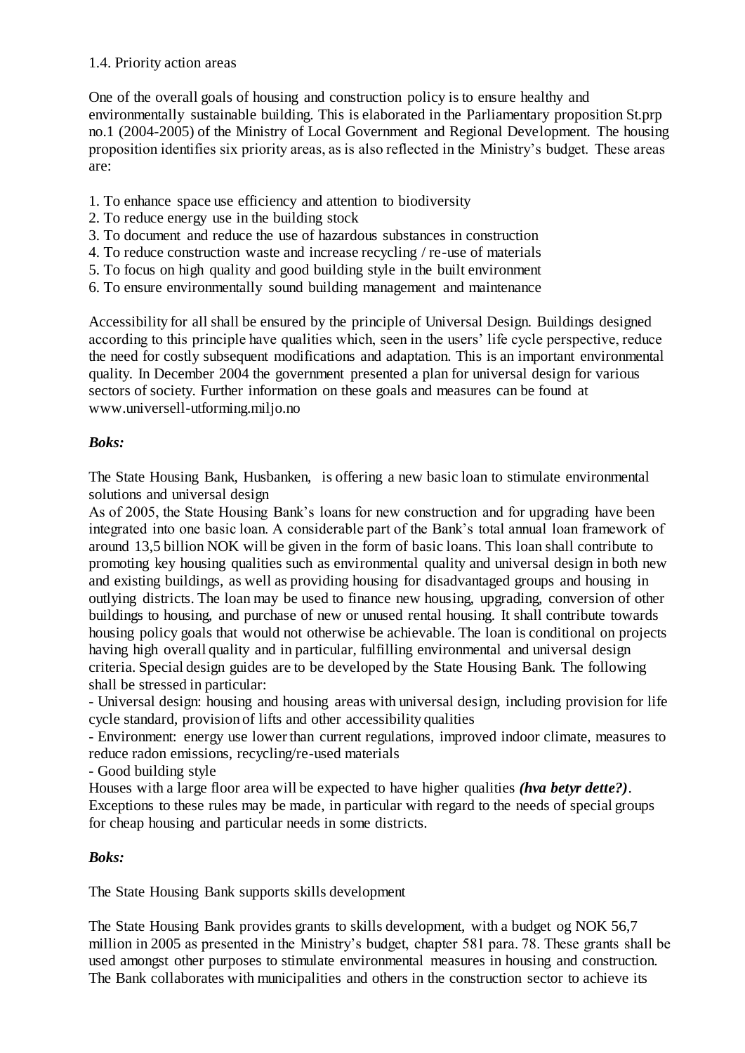## 1.4. Priority action areas

One of the overall goals of housing and construction policy is to ensure healthy and environmentally sustainable building. This is elaborated in the Parliamentary proposition St.prp no.1 (2004-2005) of the Ministry of Local Government and Regional Development. The housing proposition identifies six priority areas, as is also reflected in the Ministry's budget. These areas are:

1. To enhance space use efficiency and attention to biodiversity
2. To reduce energy use in the building stock
3. To document and reduce the use of hazardous substances in construction
4. To reduce construction waste and increase recycling / re-use of materials
5. To focus on high quality and good building style in the built environment
6. To ensure environmentally sound building management and maintenance

Accessibility for all shall be ensured by the principle of Universal Design. Buildings designed according to this principle have qualities which, seen in the users' life cycle perspective, reduce the need for costly subsequent modifications and adaptation. This is an important environmental quality. In December 2004 the government presented a plan for universal design for various sectors of society. Further information on these goals and measures can be found at www.universell-utforming.miljo.no

***Boks:***

The State Housing Bank, Husbanken, is offering a new basic loan to stimulate environmental solutions and universal design

As of 2005, the State Housing Bank's loans for new construction and for upgrading have been integrated into one basic loan. A considerable part of the Bank's total annual loan framework of around 13,5 billion NOK will be given in the form of basic loans. This loan shall contribute to promoting key housing qualities such as environmental quality and universal design in both new and existing buildings, as well as providing housing for disadvantaged groups and housing in outlying districts. The loan may be used to finance new housing, upgrading, conversion of other buildings to housing, and purchase of new or unused rental housing. It shall contribute towards housing policy goals that would not otherwise be achievable. The loan is conditional on projects having high overall quality and in particular, fulfilling environmental and universal design criteria. Special design guides are to be developed by the State Housing Bank. The following shall be stressed in particular:

- Universal design: housing and housing areas with universal design, including provision for life cycle standard, provision of lifts and other accessibility qualities
- Environment: energy use lower than current regulations, improved indoor climate, measures to reduce radon emissions, recycling/re-used materials
- Good building style

Houses with a large floor area will be expected to have higher qualities ***(hva betyr dette?)***. Exceptions to these rules may be made, in particular with regard to the needs of special groups for cheap housing and particular needs in some districts.

***Boks:***

The State Housing Bank supports skills development

The State Housing Bank provides grants to skills development, with a budget og NOK 56,7 million in 2005 as presented in the Ministry's budget, chapter 581 para. 78. These grants shall be used amongst other purposes to stimulate environmental measures in housing and construction. The Bank collaborates with municipalities and others in the construction sector to achieve its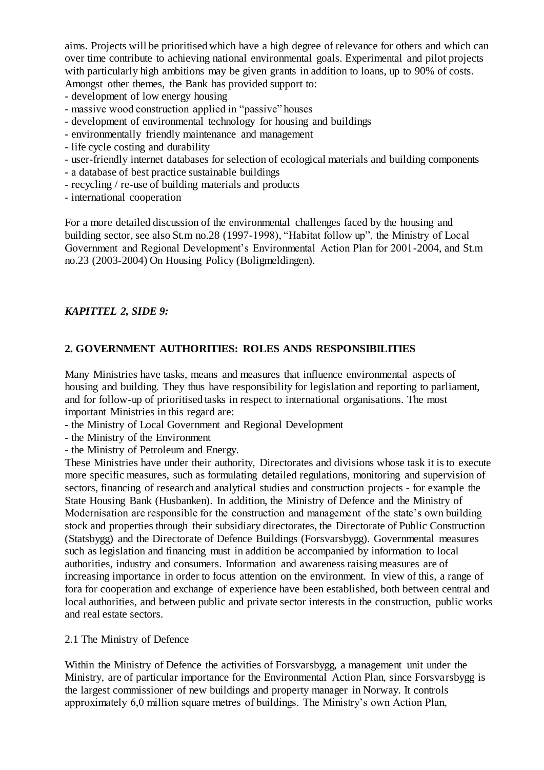aims. Projects will be prioritised which have a high degree of relevance for others and which can over time contribute to achieving national environmental goals. Experimental and pilot projects with particularly high ambitions may be given grants in addition to loans, up to 90% of costs. Amongst other themes, the Bank has provided support to:

- development of low energy housing
- massive wood construction applied in "passive" houses
- development of environmental technology for housing and buildings
- environmentally friendly maintenance and management
- life cycle costing and durability
- user-friendly internet databases for selection of ecological materials and building components
- a database of best practice sustainable buildings
- recycling / re-use of building materials and products
- international cooperation

For a more detailed discussion of the environmental challenges faced by the housing and building sector, see also St.m no.28 (1997-1998), "Habitat follow up", the Ministry of Local Government and Regional Development's Environmental Action Plan for 2001-2004, and St.m no.23 (2003-2004) On Housing Policy (Boligmeldingen).

***KAPITTEL 2, SIDE 9:***

## 2. GOVERNMENT AUTHORITIES: ROLES ANDS RESPONSIBILITIES

Many Ministries have tasks, means and measures that influence environmental aspects of housing and building. They thus have responsibility for legislation and reporting to parliament, and for follow-up of prioritised tasks in respect to international organisations. The most important Ministries in this regard are:

- the Ministry of Local Government and Regional Development
- the Ministry of the Environment
- the Ministry of Petroleum and Energy.

These Ministries have under their authority, Directorates and divisions whose task it is to execute more specific measures, such as formulating detailed regulations, monitoring and supervision of sectors, financing of research and analytical studies and construction projects - for example the State Housing Bank (Husbanken). In addition, the Ministry of Defence and the Ministry of Modernisation are responsible for the construction and management of the state's own building stock and properties through their subsidiary directorates, the Directorate of Public Construction (Statsbygg) and the Directorate of Defence Buildings (Forsvarsbygg). Governmental measures such as legislation and financing must in addition be accompanied by information to local authorities, industry and consumers. Information and awareness raising measures are of increasing importance in order to focus attention on the environment. In view of this, a range of fora for cooperation and exchange of experience have been established, both between central and local authorities, and between public and private sector interests in the construction, public works and real estate sectors.

### 2.1 The Ministry of Defence

Within the Ministry of Defence the activities of Forsvarsbygg, a management unit under the Ministry, are of particular importance for the Environmental Action Plan, since Forsvarsbygg is the largest commissioner of new buildings and property manager in Norway. It controls approximately 6,0 million square metres of buildings. The Ministry's own Action Plan,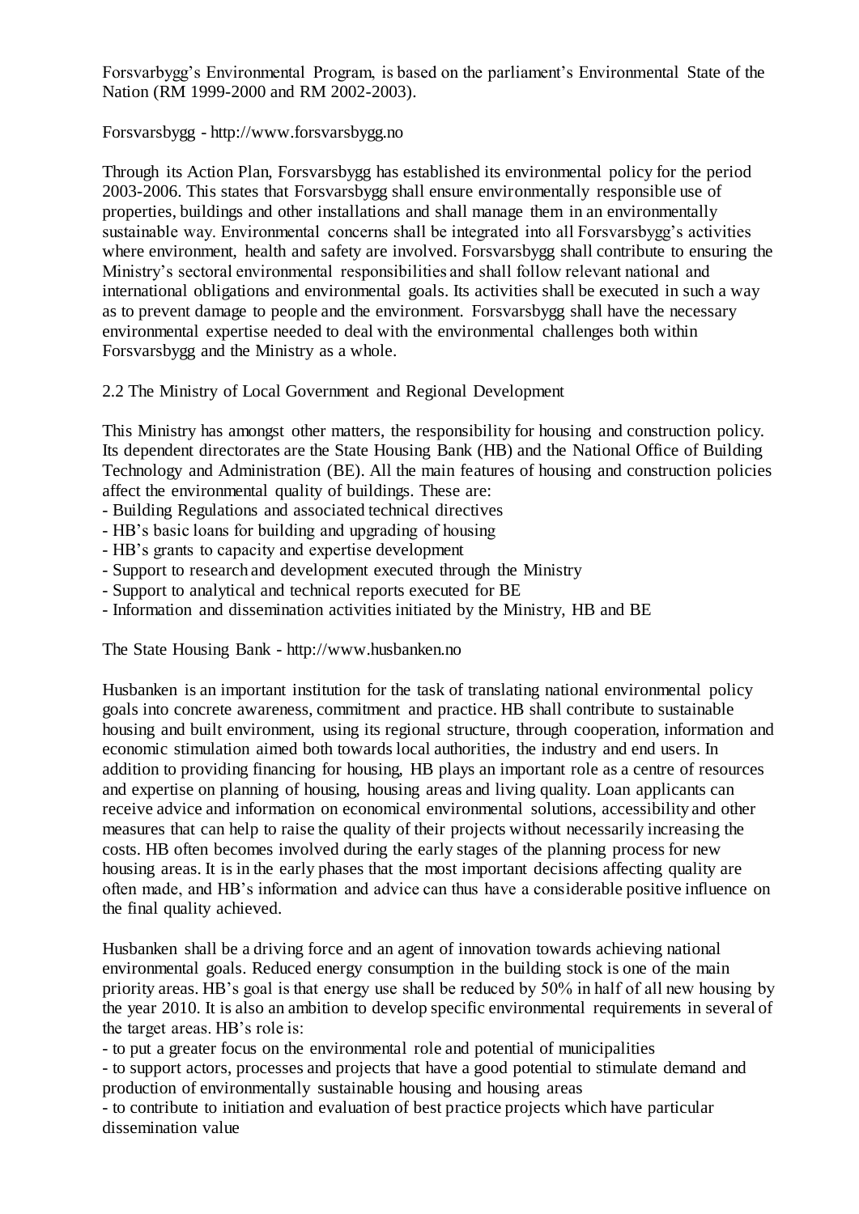Forsvarbygg's Environmental Program, is based on the parliament's Environmental State of the Nation (RM 1999-2000 and RM 2002-2003).

Forsvarsbygg - http://www.forsvarsbygg.no

Through its Action Plan, Forsvarsbygg has established its environmental policy for the period 2003-2006. This states that Forsvarsbygg shall ensure environmentally responsible use of properties, buildings and other installations and shall manage them in an environmentally sustainable way. Environmental concerns shall be integrated into all Forsvarsbygg's activities where environment, health and safety are involved. Forsvarsbygg shall contribute to ensuring the Ministry's sectoral environmental responsibilities and shall follow relevant national and international obligations and environmental goals. Its activities shall be executed in such a way as to prevent damage to people and the environment. Forsvarsbygg shall have the necessary environmental expertise needed to deal with the environmental challenges both within Forsvarsbygg and the Ministry as a whole.

## 2.2 The Ministry of Local Government and Regional Development

This Ministry has amongst other matters, the responsibility for housing and construction policy. Its dependent directorates are the State Housing Bank (HB) and the National Office of Building Technology and Administration (BE). All the main features of housing and construction policies affect the environmental quality of buildings. These are:

- Building Regulations and associated technical directives
- HB's basic loans for building and upgrading of housing
- HB's grants to capacity and expertise development
- Support to research and development executed through the Ministry
- Support to analytical and technical reports executed for BE
- Information and dissemination activities initiated by the Ministry, HB and BE

The State Housing Bank - http://www.husbanken.no

Husbanken is an important institution for the task of translating national environmental policy goals into concrete awareness, commitment and practice. HB shall contribute to sustainable housing and built environment, using its regional structure, through cooperation, information and economic stimulation aimed both towards local authorities, the industry and end users. In addition to providing financing for housing, HB plays an important role as a centre of resources and expertise on planning of housing, housing areas and living quality. Loan applicants can receive advice and information on economical environmental solutions, accessibility and other measures that can help to raise the quality of their projects without necessarily increasing the costs. HB often becomes involved during the early stages of the planning process for new housing areas. It is in the early phases that the most important decisions affecting quality are often made, and HB's information and advice can thus have a considerable positive influence on the final quality achieved.

Husbanken shall be a driving force and an agent of innovation towards achieving national environmental goals. Reduced energy consumption in the building stock is one of the main priority areas. HB's goal is that energy use shall be reduced by 50% in half of all new housing by the year 2010. It is also an ambition to develop specific environmental requirements in several of the target areas. HB's role is:

- to put a greater focus on the environmental role and potential of municipalities
- to support actors, processes and projects that have a good potential to stimulate demand and production of environmentally sustainable housing and housing areas
- to contribute to initiation and evaluation of best practice projects which have particular dissemination value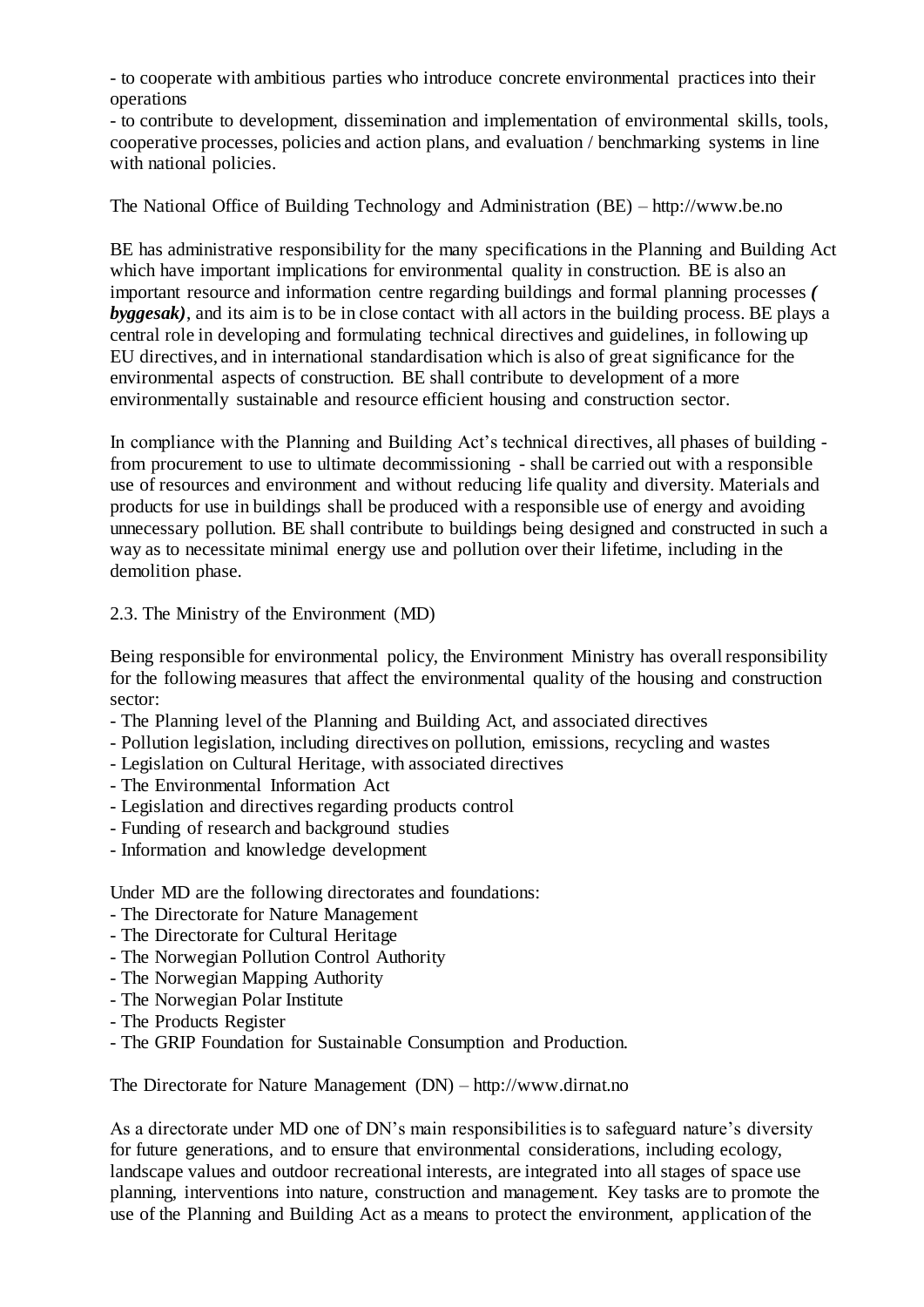- to cooperate with ambitious parties who introduce concrete environmental practices into their operations
- to contribute to development, dissemination and implementation of environmental skills, tools, cooperative processes, policies and action plans, and evaluation / benchmarking systems in line with national policies.

The National Office of Building Technology and Administration (BE) – http://www.be.no

BE has administrative responsibility for the many specifications in the Planning and Building Act which have important implications for environmental quality in construction. BE is also an important resource and information centre regarding buildings and formal planning processes ***( byggesak)***, and its aim is to be in close contact with all actors in the building process. BE plays a central role in developing and formulating technical directives and guidelines, in following up EU directives, and in international standardisation which is also of great significance for the environmental aspects of construction. BE shall contribute to development of a more environmentally sustainable and resource efficient housing and construction sector.

In compliance with the Planning and Building Act's technical directives, all phases of building - from procurement to use to ultimate decommissioning - shall be carried out with a responsible use of resources and environment and without reducing life quality and diversity. Materials and products for use in buildings shall be produced with a responsible use of energy and avoiding unnecessary pollution. BE shall contribute to buildings being designed and constructed in such a way as to necessitate minimal energy use and pollution over their lifetime, including in the demolition phase.

## 2.3. The Ministry of the Environment (MD)

Being responsible for environmental policy, the Environment Ministry has overall responsibility for the following measures that affect the environmental quality of the housing and construction sector:

- The Planning level of the Planning and Building Act, and associated directives
- Pollution legislation, including directives on pollution, emissions, recycling and wastes
- Legislation on Cultural Heritage, with associated directives
- The Environmental Information Act
- Legislation and directives regarding products control
- Funding of research and background studies
- Information and knowledge development

Under MD are the following directorates and foundations:

- The Directorate for Nature Management
- The Directorate for Cultural Heritage
- The Norwegian Pollution Control Authority
- The Norwegian Mapping Authority
- The Norwegian Polar Institute
- The Products Register
- The GRIP Foundation for Sustainable Consumption and Production.

The Directorate for Nature Management (DN) – http://www.dirnat.no

As a directorate under MD one of DN's main responsibilities is to safeguard nature's diversity for future generations, and to ensure that environmental considerations, including ecology, landscape values and outdoor recreational interests, are integrated into all stages of space use planning, interventions into nature, construction and management. Key tasks are to promote the use of the Planning and Building Act as a means to protect the environment, application of the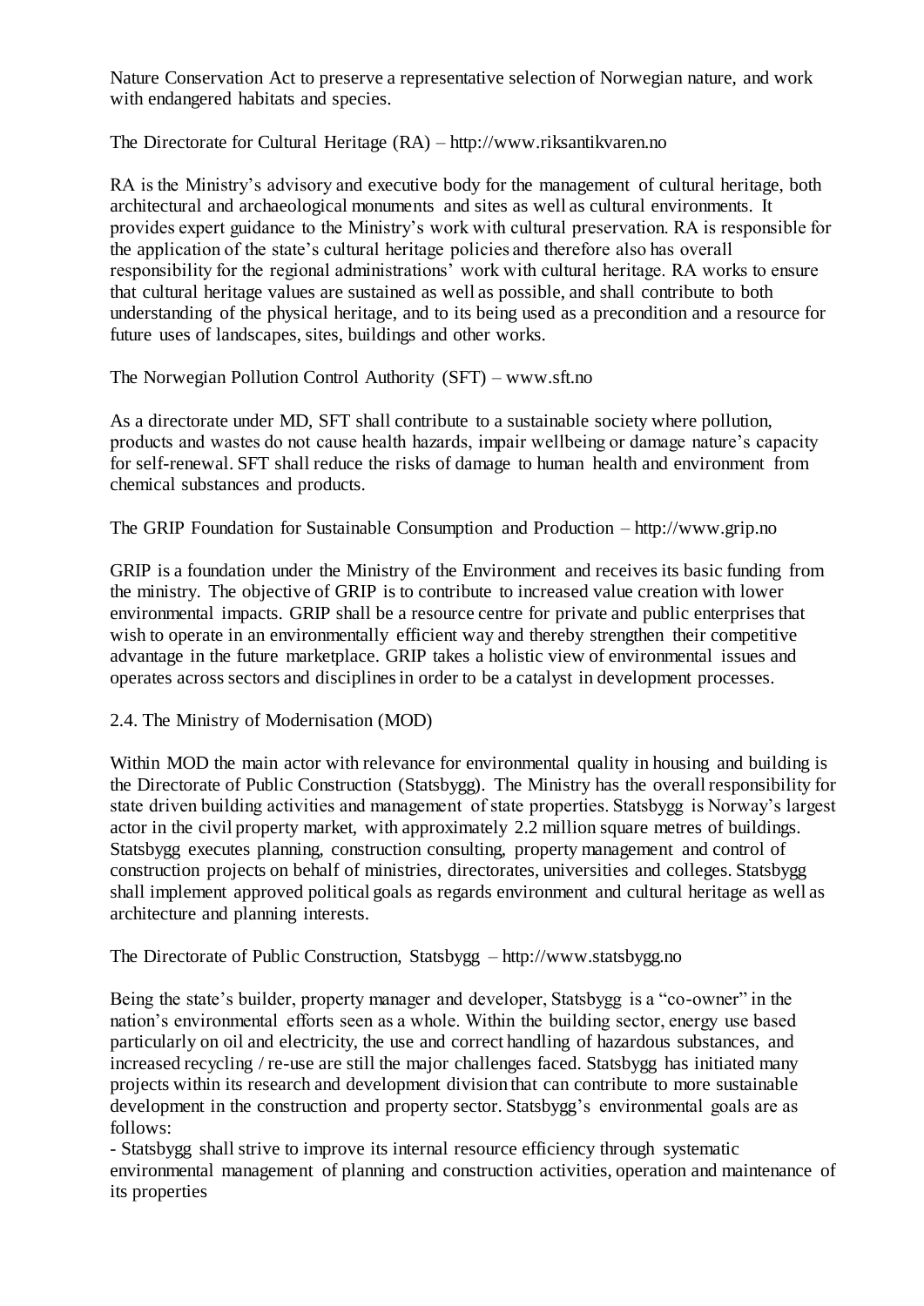Nature Conservation Act to preserve a representative selection of Norwegian nature, and work with endangered habitats and species.

The Directorate for Cultural Heritage (RA) – http://www.riksantikvaren.no

RA is the Ministry's advisory and executive body for the management of cultural heritage, both architectural and archaeological monuments and sites as well as cultural environments. It provides expert guidance to the Ministry's work with cultural preservation. RA is responsible for the application of the state's cultural heritage policies and therefore also has overall responsibility for the regional administrations' work with cultural heritage. RA works to ensure that cultural heritage values are sustained as well as possible, and shall contribute to both understanding of the physical heritage, and to its being used as a precondition and a resource for future uses of landscapes, sites, buildings and other works.

The Norwegian Pollution Control Authority (SFT) – www.sft.no

As a directorate under MD, SFT shall contribute to a sustainable society where pollution, products and wastes do not cause health hazards, impair wellbeing or damage nature's capacity for self-renewal. SFT shall reduce the risks of damage to human health and environment from chemical substances and products.

The GRIP Foundation for Sustainable Consumption and Production – http://www.grip.no

GRIP is a foundation under the Ministry of the Environment and receives its basic funding from the ministry. The objective of GRIP is to contribute to increased value creation with lower environmental impacts. GRIP shall be a resource centre for private and public enterprises that wish to operate in an environmentally efficient way and thereby strengthen their competitive advantage in the future marketplace. GRIP takes a holistic view of environmental issues and operates across sectors and disciplines in order to be a catalyst in development processes.

## 2.4. The Ministry of Modernisation (MOD)

Within MOD the main actor with relevance for environmental quality in housing and building is the Directorate of Public Construction (Statsbygg). The Ministry has the overall responsibility for state driven building activities and management of state properties. Statsbygg is Norway's largest actor in the civil property market, with approximately 2.2 million square metres of buildings. Statsbygg executes planning, construction consulting, property management and control of construction projects on behalf of ministries, directorates, universities and colleges. Statsbygg shall implement approved political goals as regards environment and cultural heritage as well as architecture and planning interests.

The Directorate of Public Construction, Statsbygg – http://www.statsbygg.no

Being the state's builder, property manager and developer, Statsbygg is a "co-owner" in the nation's environmental efforts seen as a whole. Within the building sector, energy use based particularly on oil and electricity, the use and correct handling of hazardous substances, and increased recycling / re-use are still the major challenges faced. Statsbygg has initiated many projects within its research and development division that can contribute to more sustainable development in the construction and property sector. Statsbygg's environmental goals are as follows:

- Statsbygg shall strive to improve its internal resource efficiency through systematic environmental management of planning and construction activities, operation and maintenance of its properties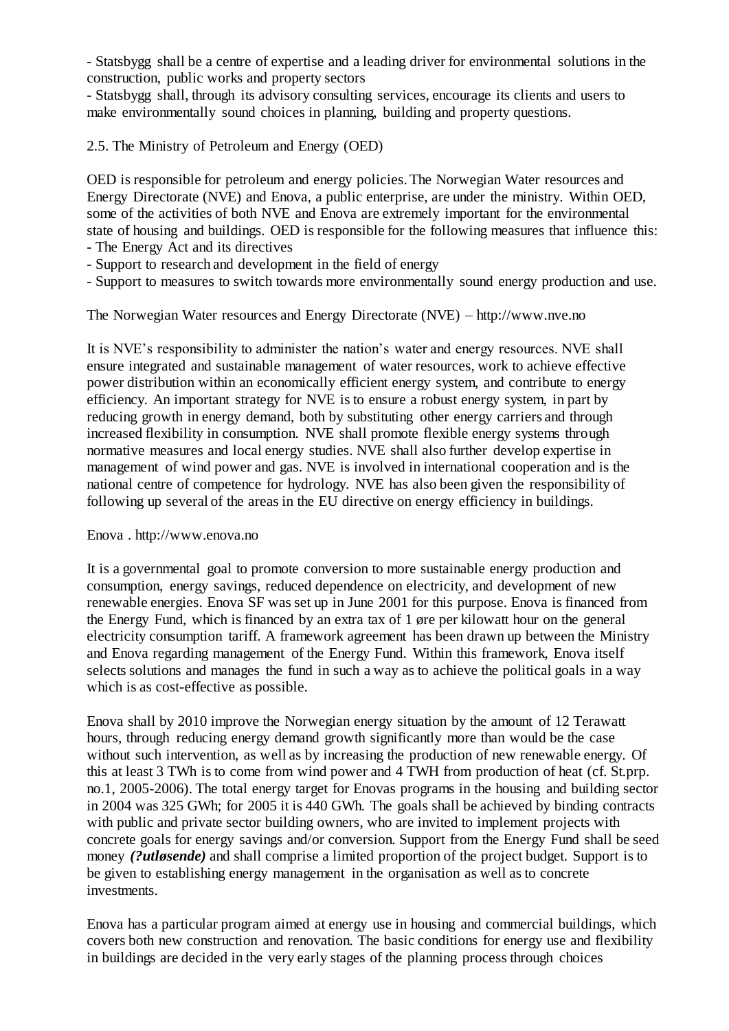- Statsbygg shall be a centre of expertise and a leading driver for environmental solutions in the construction, public works and property sectors
- Statsbygg shall, through its advisory consulting services, encourage its clients and users to make environmentally sound choices in planning, building and property questions.

## 2.5. The Ministry of Petroleum and Energy (OED)

OED is responsible for petroleum and energy policies. The Norwegian Water resources and Energy Directorate (NVE) and Enova, a public enterprise, are under the ministry. Within OED, some of the activities of both NVE and Enova are extremely important for the environmental state of housing and buildings. OED is responsible for the following measures that influence this:
- The Energy Act and its directives
- Support to research and development in the field of energy
- Support to measures to switch towards more environmentally sound energy production and use.

### The Norwegian Water resources and Energy Directorate (NVE) – http://www.nve.no

It is NVE's responsibility to administer the nation's water and energy resources. NVE shall ensure integrated and sustainable management of water resources, work to achieve effective power distribution within an economically efficient energy system, and contribute to energy efficiency. An important strategy for NVE is to ensure a robust energy system, in part by reducing growth in energy demand, both by substituting other energy carriers and through increased flexibility in consumption. NVE shall promote flexible energy systems through normative measures and local energy studies. NVE shall also further develop expertise in management of wind power and gas. NVE is involved in international cooperation and is the national centre of competence for hydrology. NVE has also been given the responsibility of following up several of the areas in the EU directive on energy efficiency in buildings.

### Enova . http://www.enova.no

It is a governmental goal to promote conversion to more sustainable energy production and consumption, energy savings, reduced dependence on electricity, and development of new renewable energies. Enova SF was set up in June 2001 for this purpose. Enova is financed from the Energy Fund, which is financed by an extra tax of 1 øre per kilowatt hour on the general electricity consumption tariff. A framework agreement has been drawn up between the Ministry and Enova regarding management of the Energy Fund. Within this framework, Enova itself selects solutions and manages the fund in such a way as to achieve the political goals in a way which is as cost-effective as possible.

Enova shall by 2010 improve the Norwegian energy situation by the amount of 12 Terawatt hours, through reducing energy demand growth significantly more than would be the case without such intervention, as well as by increasing the production of new renewable energy. Of this at least 3 TWh is to come from wind power and 4 TWH from production of heat (cf. St.prp. no.1, 2005-2006). The total energy target for Enovas programs in the housing and building sector in 2004 was 325 GWh; for 2005 it is 440 GWh. The goals shall be achieved by binding contracts with public and private sector building owners, who are invited to implement projects with concrete goals for energy savings and/or conversion. Support from the Energy Fund shall be seed money ***(?utløsende)*** and shall comprise a limited proportion of the project budget. Support is to be given to establishing energy management in the organisation as well as to concrete investments.

Enova has a particular program aimed at energy use in housing and commercial buildings, which covers both new construction and renovation. The basic conditions for energy use and flexibility in buildings are decided in the very early stages of the planning process through choices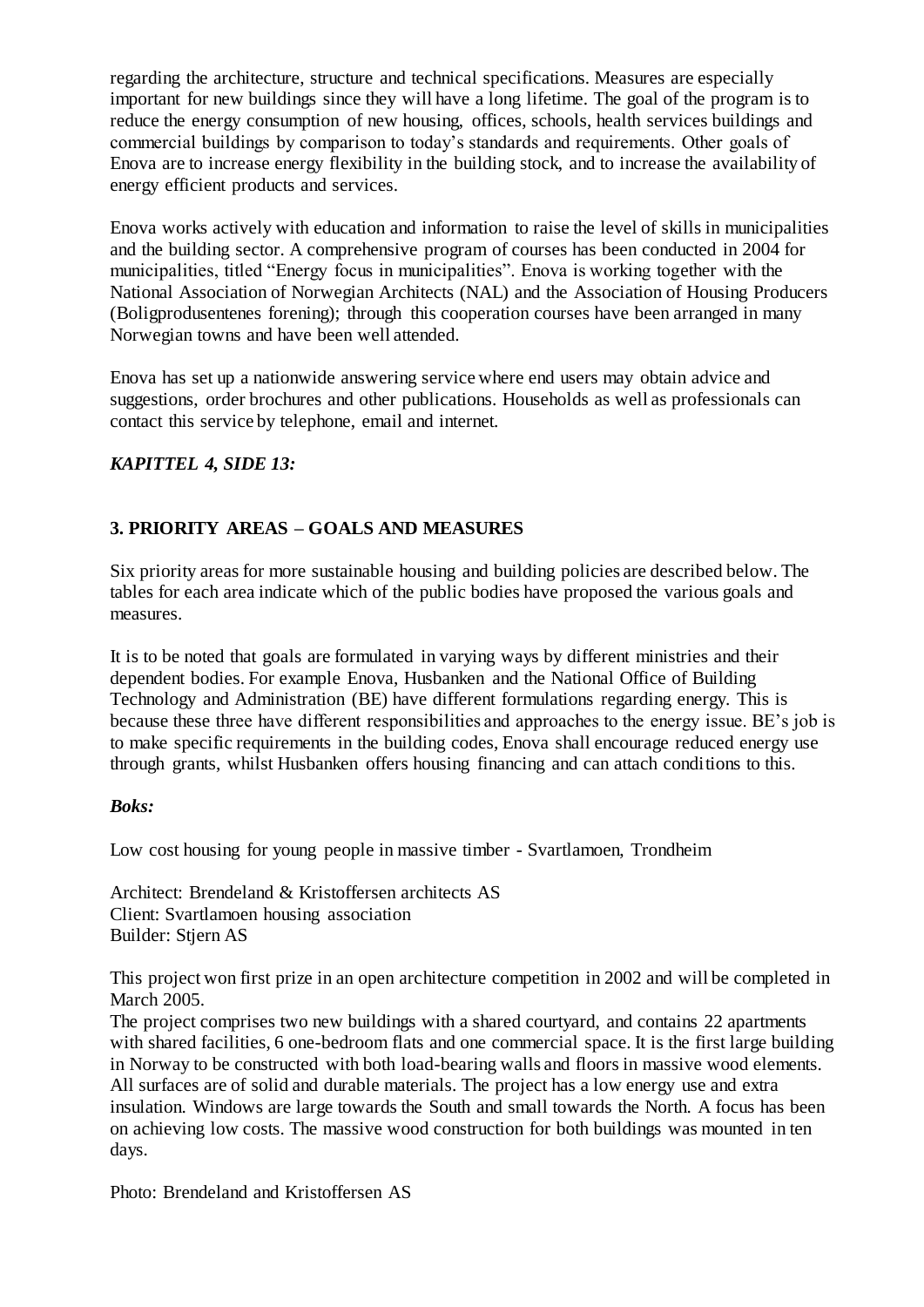regarding the architecture, structure and technical specifications. Measures are especially important for new buildings since they will have a long lifetime. The goal of the program is to reduce the energy consumption of new housing, offices, schools, health services buildings and commercial buildings by comparison to today's standards and requirements. Other goals of Enova are to increase energy flexibility in the building stock, and to increase the availability of energy efficient products and services.

Enova works actively with education and information to raise the level of skills in municipalities and the building sector. A comprehensive program of courses has been conducted in 2004 for municipalities, titled "Energy focus in municipalities". Enova is working together with the National Association of Norwegian Architects (NAL) and the Association of Housing Producers (Boligprodusentenes forening); through this cooperation courses have been arranged in many Norwegian towns and have been well attended.

Enova has set up a nationwide answering service where end users may obtain advice and suggestions, order brochures and other publications. Households as well as professionals can contact this service by telephone, email and internet.

***KAPITTEL 4, SIDE 13:***

## 3. PRIORITY AREAS – GOALS AND MEASURES

Six priority areas for more sustainable housing and building policies are described below. The tables for each area indicate which of the public bodies have proposed the various goals and measures.

It is to be noted that goals are formulated in varying ways by different ministries and their dependent bodies. For example Enova, Husbanken and the National Office of Building Technology and Administration (BE) have different formulations regarding energy. This is because these three have different responsibilities and approaches to the energy issue. BE's job is to make specific requirements in the building codes, Enova shall encourage reduced energy use through grants, whilst Husbanken offers housing financing and can attach conditions to this.

***Boks:***

Low cost housing for young people in massive timber - Svartlamoen, Trondheim

Architect: Brendeland & Kristoffersen architects AS
Client: Svartlamoen housing association
Builder: Stjern AS

This project won first prize in an open architecture competition in 2002 and will be completed in March 2005.
The project comprises two new buildings with a shared courtyard, and contains 22 apartments with shared facilities, 6 one-bedroom flats and one commercial space. It is the first large building in Norway to be constructed with both load-bearing walls and floors in massive wood elements. All surfaces are of solid and durable materials. The project has a low energy use and extra insulation. Windows are large towards the South and small towards the North. A focus has been on achieving low costs. The massive wood construction for both buildings was mounted in ten days.

Photo: Brendeland and Kristoffersen AS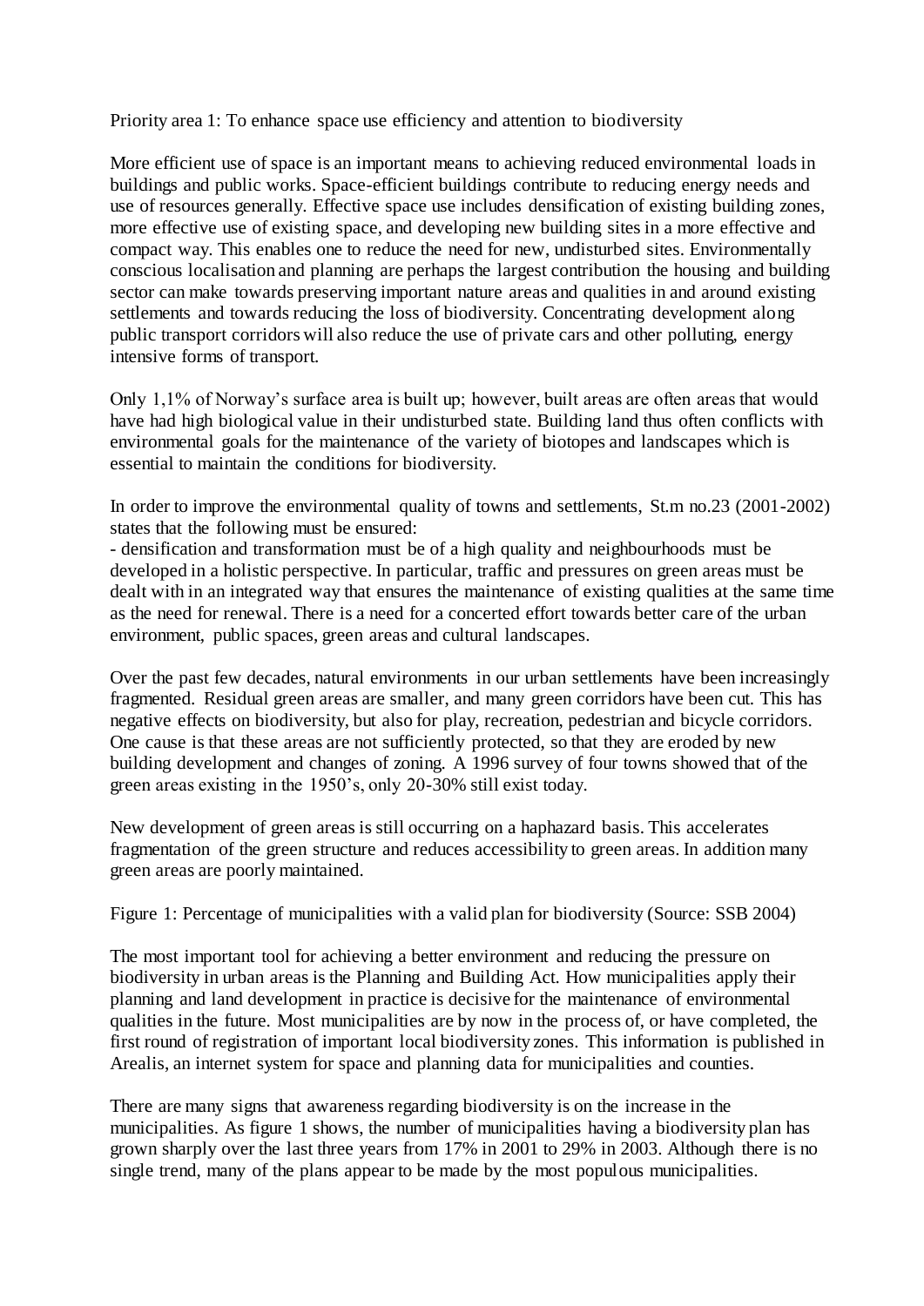## Priority area 1: To enhance space use efficiency and attention to biodiversity

More efficient use of space is an important means to achieving reduced environmental loads in buildings and public works. Space-efficient buildings contribute to reducing energy needs and use of resources generally. Effective space use includes densification of existing building zones, more effective use of existing space, and developing new building sites in a more effective and compact way. This enables one to reduce the need for new, undisturbed sites. Environmentally conscious localisation and planning are perhaps the largest contribution the housing and building sector can make towards preserving important nature areas and qualities in and around existing settlements and towards reducing the loss of biodiversity. Concentrating development along public transport corridors will also reduce the use of private cars and other polluting, energy intensive forms of transport.

Only 1,1% of Norway's surface area is built up; however, built areas are often areas that would have had high biological value in their undisturbed state. Building land thus often conflicts with environmental goals for the maintenance of the variety of biotopes and landscapes which is essential to maintain the conditions for biodiversity.

In order to improve the environmental quality of towns and settlements, St.m no.23 (2001-2002) states that the following must be ensured:

- densification and transformation must be of a high quality and neighbourhoods must be developed in a holistic perspective. In particular, traffic and pressures on green areas must be dealt with in an integrated way that ensures the maintenance of existing qualities at the same time as the need for renewal. There is a need for a concerted effort towards better care of the urban environment, public spaces, green areas and cultural landscapes.

Over the past few decades, natural environments in our urban settlements have been increasingly fragmented. Residual green areas are smaller, and many green corridors have been cut. This has negative effects on biodiversity, but also for play, recreation, pedestrian and bicycle corridors. One cause is that these areas are not sufficiently protected, so that they are eroded by new building development and changes of zoning. A 1996 survey of four towns showed that of the green areas existing in the 1950's, only 20-30% still exist today.

New development of green areas is still occurring on a haphazard basis. This accelerates fragmentation of the green structure and reduces accessibility to green areas. In addition many green areas are poorly maintained.

Figure 1: Percentage of municipalities with a valid plan for biodiversity (Source: SSB 2004)

The most important tool for achieving a better environment and reducing the pressure on biodiversity in urban areas is the Planning and Building Act. How municipalities apply their planning and land development in practice is decisive for the maintenance of environmental qualities in the future. Most municipalities are by now in the process of, or have completed, the first round of registration of important local biodiversity zones. This information is published in Arealis, an internet system for space and planning data for municipalities and counties.

There are many signs that awareness regarding biodiversity is on the increase in the municipalities. As figure 1 shows, the number of municipalities having a biodiversity plan has grown sharply over the last three years from 17% in 2001 to 29% in 2003. Although there is no single trend, many of the plans appear to be made by the most populous municipalities.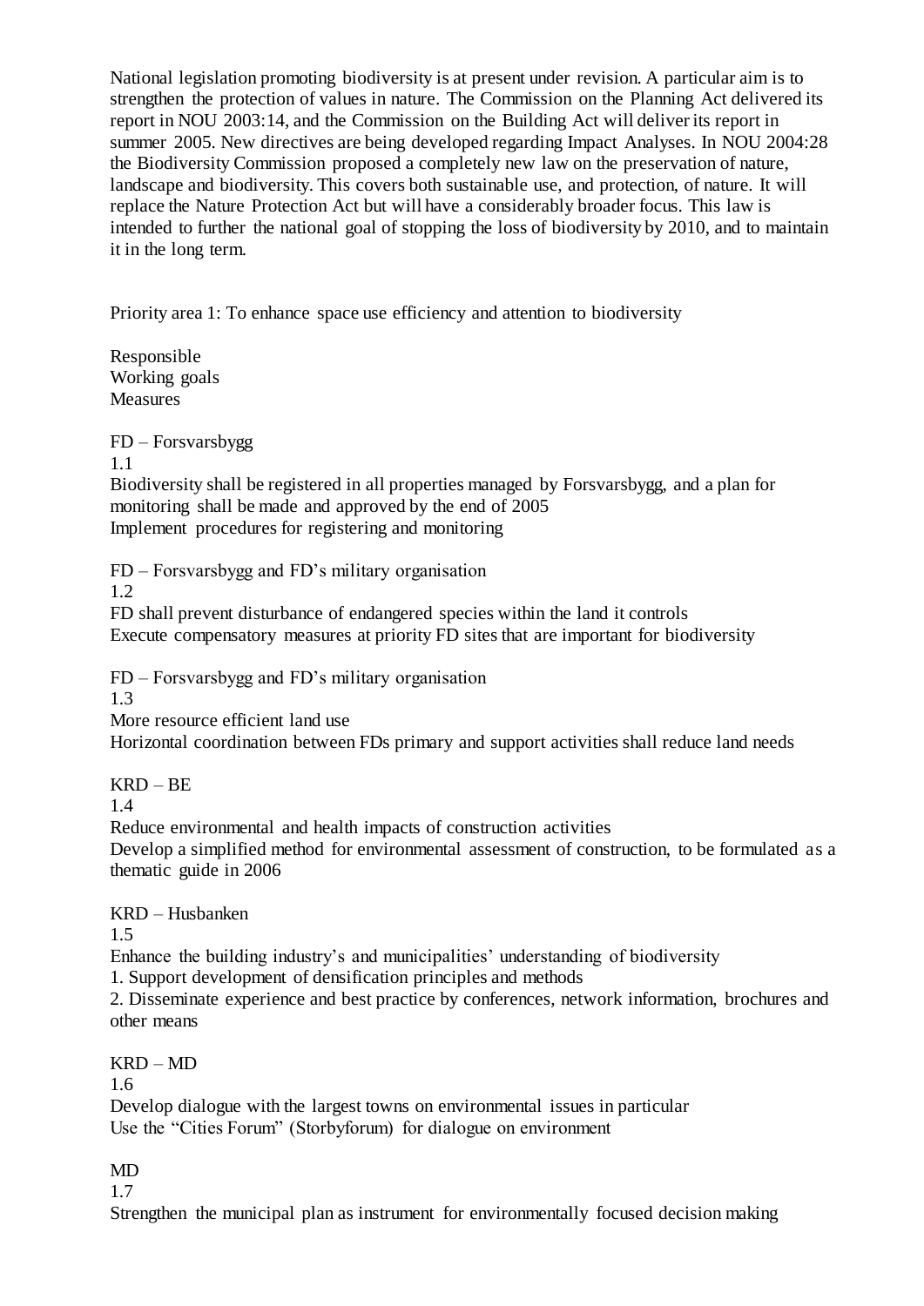National legislation promoting biodiversity is at present under revision. A particular aim is to strengthen the protection of values in nature. The Commission on the Planning Act delivered its report in NOU 2003:14, and the Commission on the Building Act will deliver its report in summer 2005. New directives are being developed regarding Impact Analyses. In NOU 2004:28 the Biodiversity Commission proposed a completely new law on the preservation of nature, landscape and biodiversity. This covers both sustainable use, and protection, of nature. It will replace the Nature Protection Act but will have a considerably broader focus. This law is intended to further the national goal of stopping the loss of biodiversity by 2010, and to maintain it in the long term.

Priority area 1: To enhance space use efficiency and attention to biodiversity

| Responsible | | Working goals | Measures |
|---|---|---|---|
| FD – Forsvarsbygg | 1.1 | Biodiversity shall be registered in all properties managed by Forsvarsbygg, and a plan for monitoring shall be made and approved by the end of 2005 | Implement procedures for registering and monitoring |
| FD – Forsvarsbygg and FD's military organisation | 1.2 | FD shall prevent disturbance of endangered species within the land it controls | Execute compensatory measures at priority FD sites that are important for biodiversity |
| FD – Forsvarsbygg and FD's military organisation | 1.3 | More resource efficient land use | Horizontal coordination between FDs primary and support activities shall reduce land needs |
| KRD – BE | 1.4 | Reduce environmental and health impacts of construction activities | Develop a simplified method for environmental assessment of construction, to be formulated as a thematic guide in 2006 |
| KRD – Husbanken | 1.5 | Enhance the building industry's and municipalities' understanding of biodiversity | 1. Support development of densification principles and methods<br>2. Disseminate experience and best practice by conferences, network information, brochures and other means |
| KRD – MD | 1.6 | Develop dialogue with the largest towns on environmental issues in particular | Use the "Cities Forum" (Storbyforum) for dialogue on environment |
| MD | 1.7 | Strengthen the municipal plan as instrument for environmentally focused decision making | |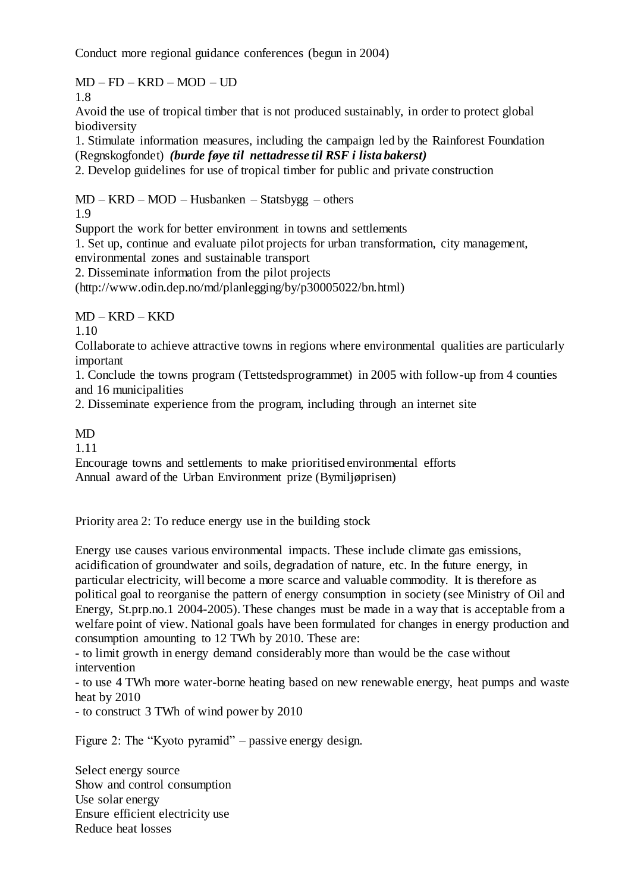Conduct more regional guidance conferences (begun in 2004)

MD – FD – KRD – MOD – UD
1.8
Avoid the use of tropical timber that is not produced sustainably, in order to protect global biodiversity
1. Stimulate information measures, including the campaign led by the Rainforest Foundation (Regnskogfondet) ***(burde føye til nettadresse til RSF i lista bakerst)***
2. Develop guidelines for use of tropical timber for public and private construction

MD – KRD – MOD – Husbanken – Statsbygg – others
1.9
Support the work for better environment in towns and settlements
1. Set up, continue and evaluate pilot projects for urban transformation, city management, environmental zones and sustainable transport
2. Disseminate information from the pilot projects (http://www.odin.dep.no/md/planlegging/by/p30005022/bn.html)

MD – KRD – KKD
1.10
Collaborate to achieve attractive towns in regions where environmental qualities are particularly important
1. Conclude the towns program (Tettstedsprogrammet) in 2005 with follow-up from 4 counties and 16 municipalities
2. Disseminate experience from the program, including through an internet site

MD
1.11
Encourage towns and settlements to make prioritised environmental efforts
Annual award of the Urban Environment prize (Bymiljøprisen)

Priority area 2: To reduce energy use in the building stock

Energy use causes various environmental impacts. These include climate gas emissions, acidification of groundwater and soils, degradation of nature, etc. In the future energy, in particular electricity, will become a more scarce and valuable commodity. It is therefore as political goal to reorganise the pattern of energy consumption in society (see Ministry of Oil and Energy, St.prp.no.1 2004-2005). These changes must be made in a way that is acceptable from a welfare point of view. National goals have been formulated for changes in energy production and consumption amounting to 12 TWh by 2010. These are:

- to limit growth in energy demand considerably more than would be the case without intervention
- to use 4 TWh more water-borne heating based on new renewable energy, heat pumps and waste heat by 2010
- to construct 3 TWh of wind power by 2010

Figure 2: The "Kyoto pyramid" – passive energy design.

Select energy source
Show and control consumption
Use solar energy
Ensure efficient electricity use
Reduce heat losses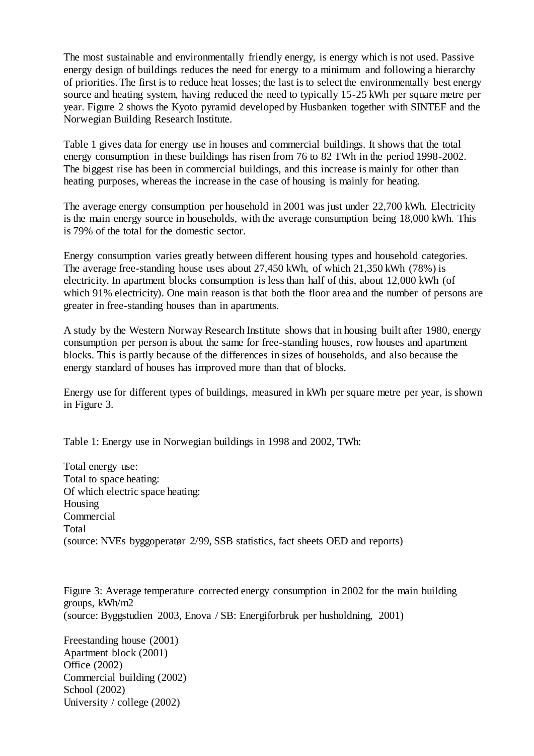The most sustainable and environmentally friendly energy, is energy which is not used. Passive energy design of buildings reduces the need for energy to a minimum and following a hierarchy of priorities. The first is to reduce heat losses; the last is to select the environmentally best energy source and heating system, having reduced the need to typically 15-25 kWh per square metre per year. Figure 2 shows the Kyoto pyramid developed by Husbanken together with SINTEF and the Norwegian Building Research Institute.

Table 1 gives data for energy use in houses and commercial buildings. It shows that the total energy consumption in these buildings has risen from 76 to 82 TWh in the period 1998-2002. The biggest rise has been in commercial buildings, and this increase is mainly for other than heating purposes, whereas the increase in the case of housing is mainly for heating.

The average energy consumption per household in 2001 was just under 22,700 kWh. Electricity is the main energy source in households, with the average consumption being 18,000 kWh. This is 79% of the total for the domestic sector.

Energy consumption varies greatly between different housing types and household categories. The average free-standing house uses about 27,450 kWh, of which 21,350 kWh (78%) is electricity. In apartment blocks consumption is less than half of this, about 12,000 kWh (of which 91% electricity). One main reason is that both the floor area and the number of persons are greater in free-standing houses than in apartments.

A study by the Western Norway Research Institute shows that in housing built after 1980, energy consumption per person is about the same for free-standing houses, row houses and apartment blocks. This is partly because of the differences in sizes of households, and also because the energy standard of houses has improved more than that of blocks.

Energy use for different types of buildings, measured in kWh per square metre per year, is shown in Figure 3.

Table 1: Energy use in Norwegian buildings in 1998 and 2002, TWh:

Total energy use:
Total to space heating:
Of which electric space heating:
Housing
Commercial
Total
(source: NVEs byggoperatør 2/99, SSB statistics, fact sheets OED and reports)

Figure 3: Average temperature corrected energy consumption in 2002 for the main building groups, kWh/m2
(source: Byggstudien 2003, Enova / SB: Energiforbruk per husholdning, 2001)

Freestanding house (2001)
Apartment block (2001)
Office (2002)
Commercial building (2002)
School (2002)
University / college (2002)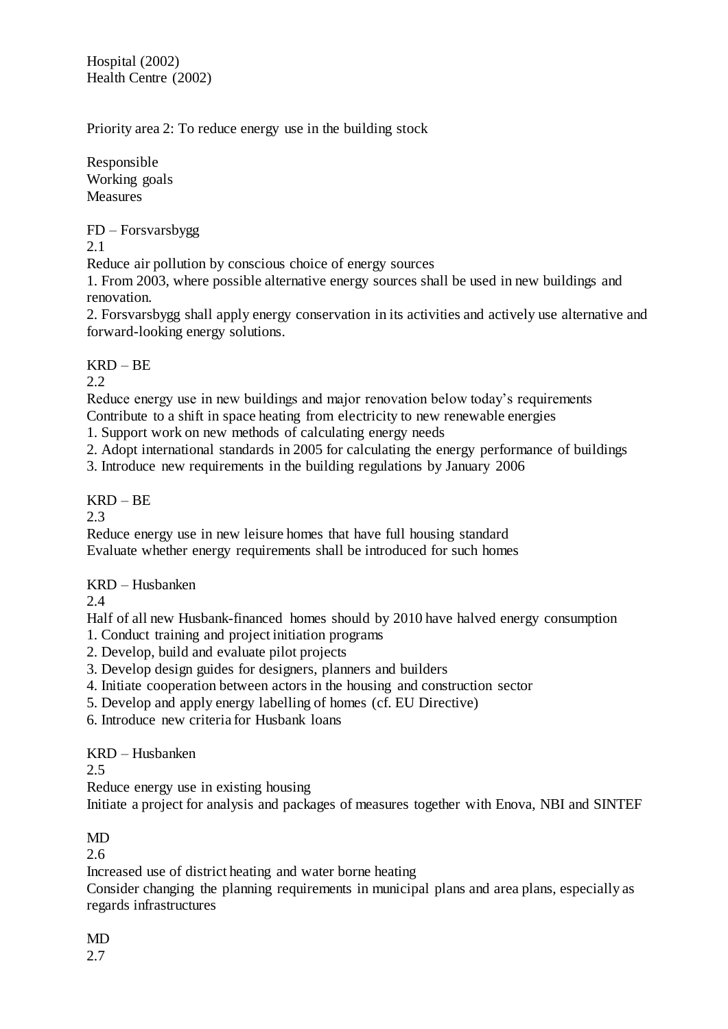Hospital (2002)
Health Centre (2002)

Priority area 2: To reduce energy use in the building stock

Responsible
Working goals
Measures

FD – Forsvarsbygg
2.1
Reduce air pollution by conscious choice of energy sources
1. From 2003, where possible alternative energy sources shall be used in new buildings and renovation.
2. Forsvarsbygg shall apply energy conservation in its activities and actively use alternative and forward-looking energy solutions.

KRD – BE
2.2
Reduce energy use in new buildings and major renovation below today's requirements
Contribute to a shift in space heating from electricity to new renewable energies
1. Support work on new methods of calculating energy needs
2. Adopt international standards in 2005 for calculating the energy performance of buildings
3. Introduce new requirements in the building regulations by January 2006

KRD – BE
2.3
Reduce energy use in new leisure homes that have full housing standard
Evaluate whether energy requirements shall be introduced for such homes

KRD – Husbanken
2.4
Half of all new Husbank-financed homes should by 2010 have halved energy consumption
1. Conduct training and project initiation programs
2. Develop, build and evaluate pilot projects
3. Develop design guides for designers, planners and builders
4. Initiate cooperation between actors in the housing and construction sector
5. Develop and apply energy labelling of homes (cf. EU Directive)
6. Introduce new criteria for Husbank loans

KRD – Husbanken
2.5
Reduce energy use in existing housing
Initiate a project for analysis and packages of measures together with Enova, NBI and SINTEF

MD
2.6
Increased use of district heating and water borne heating
Consider changing the planning requirements in municipal plans and area plans, especially as regards infrastructures

MD
2.7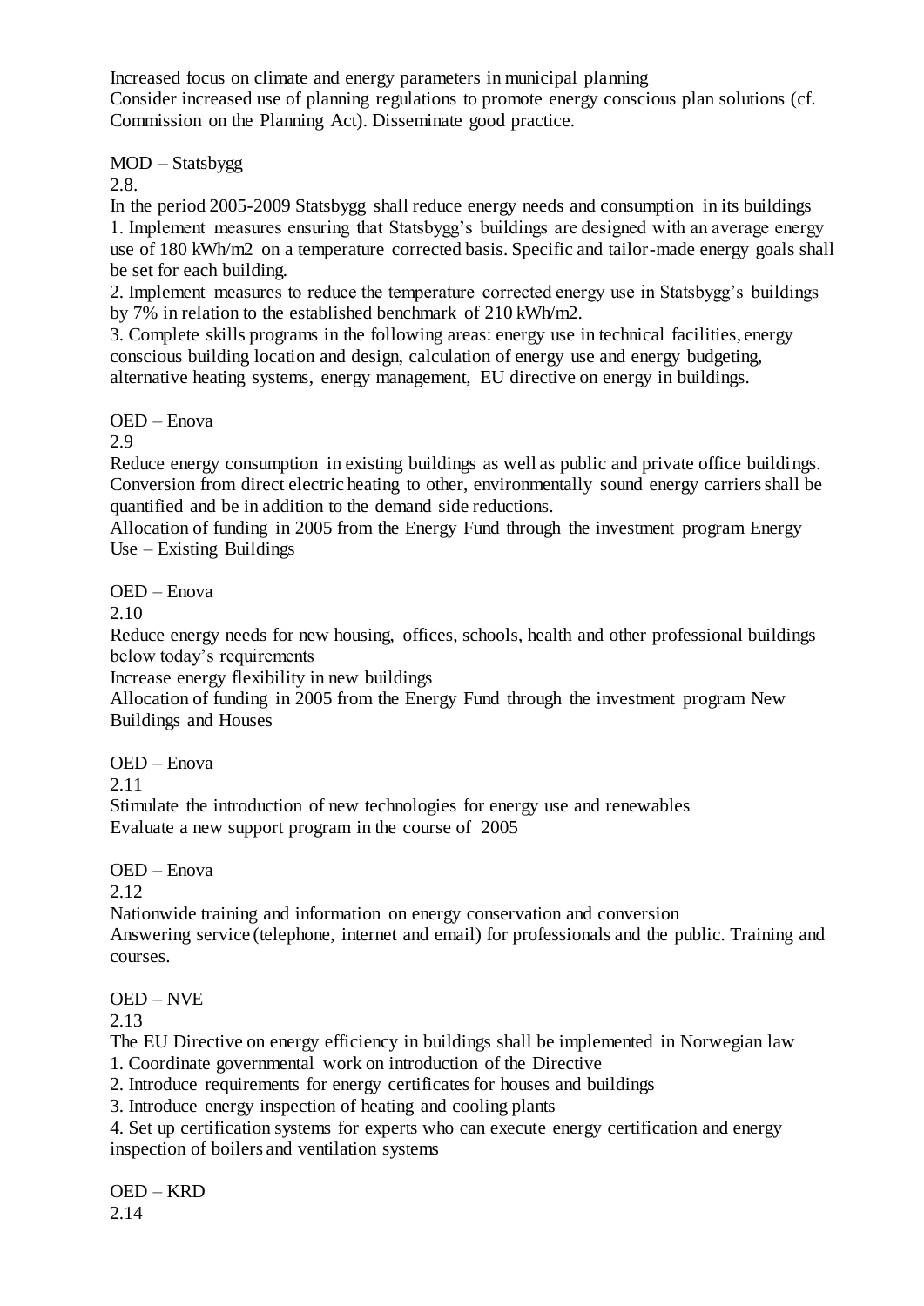Increased focus on climate and energy parameters in municipal planning
Consider increased use of planning regulations to promote energy conscious plan solutions (cf. Commission on the Planning Act). Disseminate good practice.

MOD – Statsbygg
2.8.
In the period 2005-2009 Statsbygg shall reduce energy needs and consumption in its buildings
1. Implement measures ensuring that Statsbygg's buildings are designed with an average energy use of 180 kWh/m2 on a temperature corrected basis. Specific and tailor-made energy goals shall be set for each building.
2. Implement measures to reduce the temperature corrected energy use in Statsbygg's buildings by 7% in relation to the established benchmark of 210 kWh/m2.
3. Complete skills programs in the following areas: energy use in technical facilities, energy conscious building location and design, calculation of energy use and energy budgeting, alternative heating systems, energy management, EU directive on energy in buildings.

OED – Enova
2.9
Reduce energy consumption in existing buildings as well as public and private office buildings. Conversion from direct electric heating to other, environmentally sound energy carriers shall be quantified and be in addition to the demand side reductions.
Allocation of funding in 2005 from the Energy Fund through the investment program Energy Use – Existing Buildings

OED – Enova
2.10
Reduce energy needs for new housing, offices, schools, health and other professional buildings below today's requirements
Increase energy flexibility in new buildings
Allocation of funding in 2005 from the Energy Fund through the investment program New Buildings and Houses

OED – Enova
2.11
Stimulate the introduction of new technologies for energy use and renewables
Evaluate a new support program in the course of 2005

OED – Enova
2.12
Nationwide training and information on energy conservation and conversion
Answering service (telephone, internet and email) for professionals and the public. Training and courses.

OED – NVE
2.13
The EU Directive on energy efficiency in buildings shall be implemented in Norwegian law
1. Coordinate governmental work on introduction of the Directive
2. Introduce requirements for energy certificates for houses and buildings
3. Introduce energy inspection of heating and cooling plants
4. Set up certification systems for experts who can execute energy certification and energy inspection of boilers and ventilation systems

OED – KRD
2.14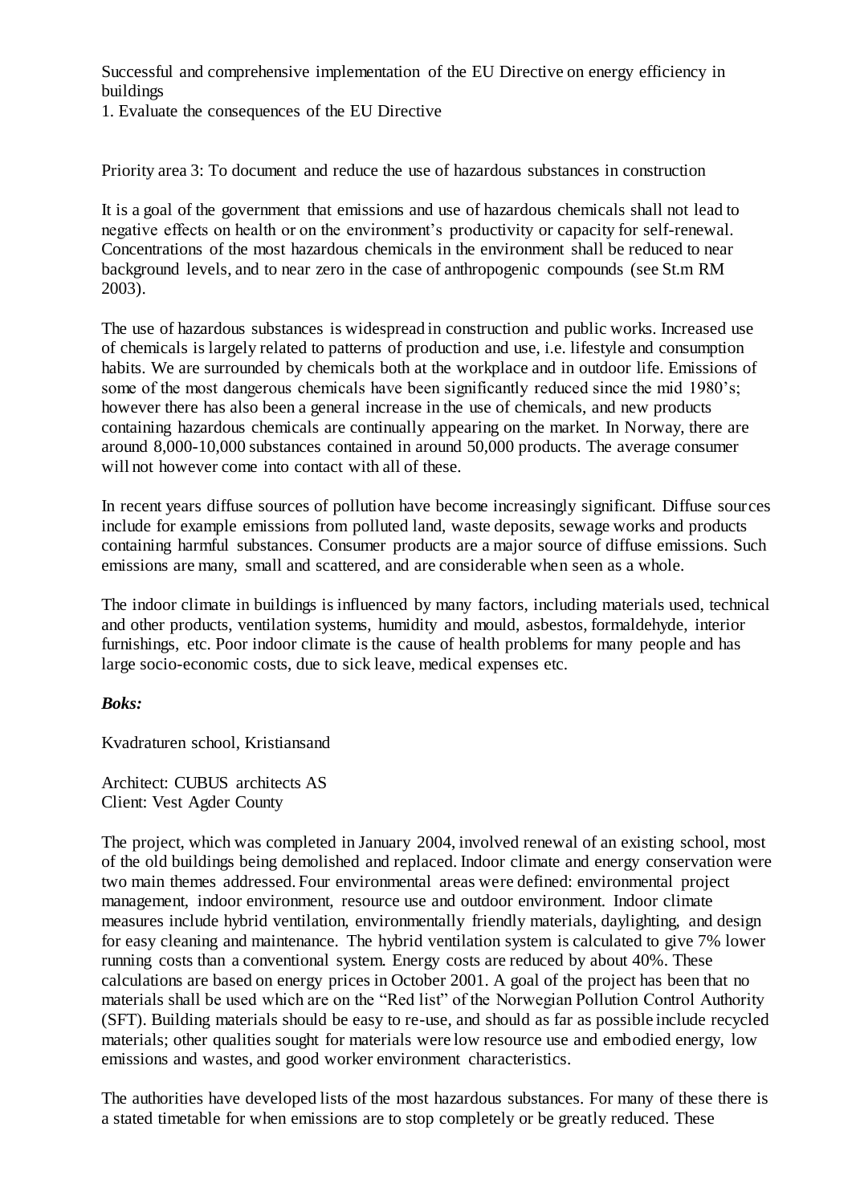Successful and comprehensive implementation of the EU Directive on energy efficiency in buildings
1. Evaluate the consequences of the EU Directive

Priority area 3: To document and reduce the use of hazardous substances in construction

It is a goal of the government that emissions and use of hazardous chemicals shall not lead to negative effects on health or on the environment's productivity or capacity for self-renewal. Concentrations of the most hazardous chemicals in the environment shall be reduced to near background levels, and to near zero in the case of anthropogenic compounds (see St.m RM 2003).

The use of hazardous substances is widespread in construction and public works. Increased use of chemicals is largely related to patterns of production and use, i.e. lifestyle and consumption habits. We are surrounded by chemicals both at the workplace and in outdoor life. Emissions of some of the most dangerous chemicals have been significantly reduced since the mid 1980's; however there has also been a general increase in the use of chemicals, and new products containing hazardous chemicals are continually appearing on the market. In Norway, there are around 8,000-10,000 substances contained in around 50,000 products. The average consumer will not however come into contact with all of these.

In recent years diffuse sources of pollution have become increasingly significant. Diffuse sources include for example emissions from polluted land, waste deposits, sewage works and products containing harmful substances. Consumer products are a major source of diffuse emissions. Such emissions are many, small and scattered, and are considerable when seen as a whole.

The indoor climate in buildings is influenced by many factors, including materials used, technical and other products, ventilation systems, humidity and mould, asbestos, formaldehyde, interior furnishings, etc. Poor indoor climate is the cause of health problems for many people and has large socio-economic costs, due to sick leave, medical expenses etc.

***Boks:***

Kvadraturen school, Kristiansand

Architect: CUBUS architects AS
Client: Vest Agder County

The project, which was completed in January 2004, involved renewal of an existing school, most of the old buildings being demolished and replaced. Indoor climate and energy conservation were two main themes addressed. Four environmental areas were defined: environmental project management, indoor environment, resource use and outdoor environment. Indoor climate measures include hybrid ventilation, environmentally friendly materials, daylighting, and design for easy cleaning and maintenance. The hybrid ventilation system is calculated to give 7% lower running costs than a conventional system. Energy costs are reduced by about 40%. These calculations are based on energy prices in October 2001. A goal of the project has been that no materials shall be used which are on the "Red list" of the Norwegian Pollution Control Authority (SFT). Building materials should be easy to re-use, and should as far as possible include recycled materials; other qualities sought for materials were low resource use and embodied energy, low emissions and wastes, and good worker environment characteristics.

The authorities have developed lists of the most hazardous substances. For many of these there is a stated timetable for when emissions are to stop completely or be greatly reduced. These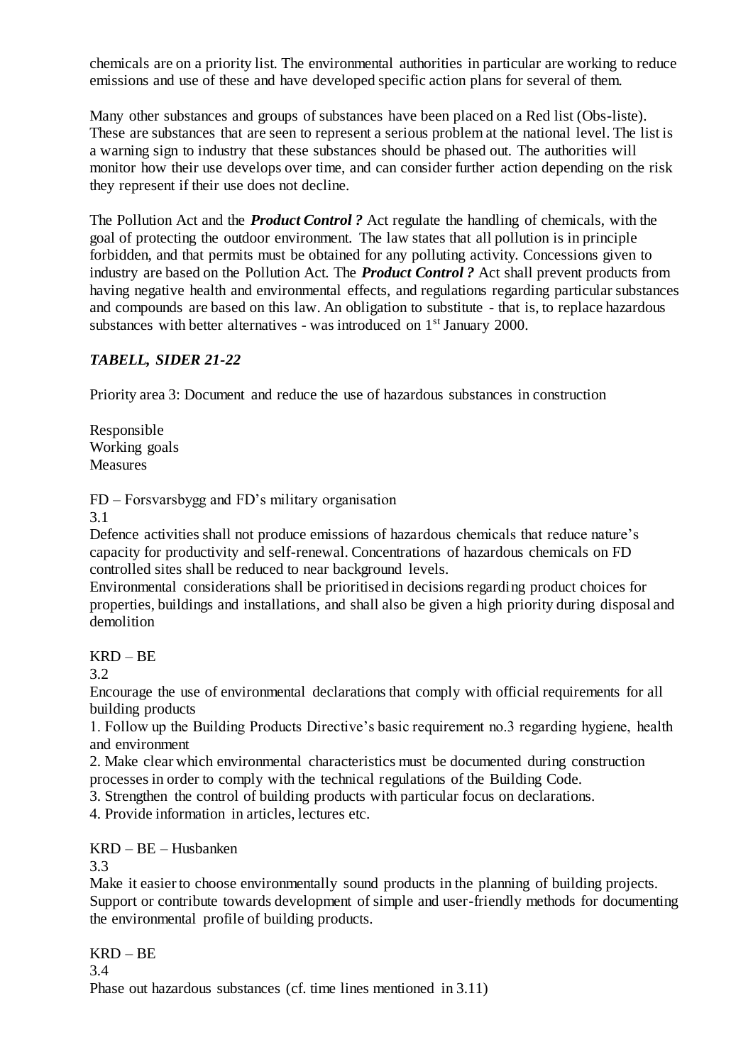chemicals are on a priority list. The environmental authorities in particular are working to reduce emissions and use of these and have developed specific action plans for several of them.

Many other substances and groups of substances have been placed on a Red list (Obs-liste). These are substances that are seen to represent a serious problem at the national level. The list is a warning sign to industry that these substances should be phased out. The authorities will monitor how their use develops over time, and can consider further action depending on the risk they represent if their use does not decline.

The Pollution Act and the ***Product Control ?*** Act regulate the handling of chemicals, with the goal of protecting the outdoor environment. The law states that all pollution is in principle forbidden, and that permits must be obtained for any polluting activity. Concessions given to industry are based on the Pollution Act. The ***Product Control ?*** Act shall prevent products from having negative health and environmental effects, and regulations regarding particular substances and compounds are based on this law. An obligation to substitute - that is, to replace hazardous substances with better alternatives - was introduced on 1st January 2000.

***TABELL, SIDER 21-22***

Priority area 3: Document and reduce the use of hazardous substances in construction

Responsible
Working goals
Measures

FD – Forsvarsbygg and FD's military organisation
3.1
Defence activities shall not produce emissions of hazardous chemicals that reduce nature's capacity for productivity and self-renewal. Concentrations of hazardous chemicals on FD controlled sites shall be reduced to near background levels.
Environmental considerations shall be prioritised in decisions regarding product choices for properties, buildings and installations, and shall also be given a high priority during disposal and demolition

KRD – BE
3.2
Encourage the use of environmental declarations that comply with official requirements for all building products
1. Follow up the Building Products Directive's basic requirement no.3 regarding hygiene, health and environment
2. Make clear which environmental characteristics must be documented during construction processes in order to comply with the technical regulations of the Building Code.
3. Strengthen the control of building products with particular focus on declarations.
4. Provide information in articles, lectures etc.

KRD – BE – Husbanken
3.3
Make it easier to choose environmentally sound products in the planning of building projects.
Support or contribute towards development of simple and user-friendly methods for documenting the environmental profile of building products.

KRD – BE
3.4
Phase out hazardous substances (cf. time lines mentioned in 3.11)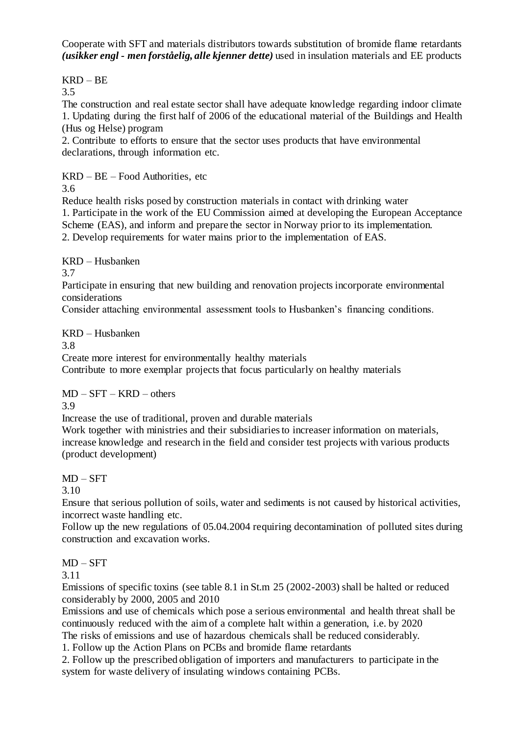Cooperate with SFT and materials distributors towards substitution of bromide flame retardants ***(usikker engl - men forståelig, alle kjenner dette)*** used in insulation materials and EE products

KRD – BE

3.5

The construction and real estate sector shall have adequate knowledge regarding indoor climate

1. Updating during the first half of 2006 of the educational material of the Buildings and Health (Hus og Helse) program
2. Contribute to efforts to ensure that the sector uses products that have environmental declarations, through information etc.

KRD – BE – Food Authorities, etc

3.6

Reduce health risks posed by construction materials in contact with drinking water

1. Participate in the work of the EU Commission aimed at developing the European Acceptance Scheme (EAS), and inform and prepare the sector in Norway prior to its implementation.
2. Develop requirements for water mains prior to the implementation of EAS.

KRD – Husbanken

3.7

Participate in ensuring that new building and renovation projects incorporate environmental considerations

Consider attaching environmental assessment tools to Husbanken's financing conditions.

KRD – Husbanken

3.8

Create more interest for environmentally healthy materials

Contribute to more exemplar projects that focus particularly on healthy materials

MD – SFT – KRD – others

3.9

Increase the use of traditional, proven and durable materials

Work together with ministries and their subsidiaries to increaser information on materials, increase knowledge and research in the field and consider test projects with various products (product development)

MD – SFT

3.10

Ensure that serious pollution of soils, water and sediments is not caused by historical activities, incorrect waste handling etc.

Follow up the new regulations of 05.04.2004 requiring decontamination of polluted sites during construction and excavation works.

MD – SFT

3.11

Emissions of specific toxins (see table 8.1 in St.m 25 (2002-2003) shall be halted or reduced considerably by 2000, 2005 and 2010

Emissions and use of chemicals which pose a serious environmental and health threat shall be continuously reduced with the aim of a complete halt within a generation, i.e. by 2020

The risks of emissions and use of hazardous chemicals shall be reduced considerably.

1. Follow up the Action Plans on PCBs and bromide flame retardants
2. Follow up the prescribed obligation of importers and manufacturers to participate in the system for waste delivery of insulating windows containing PCBs.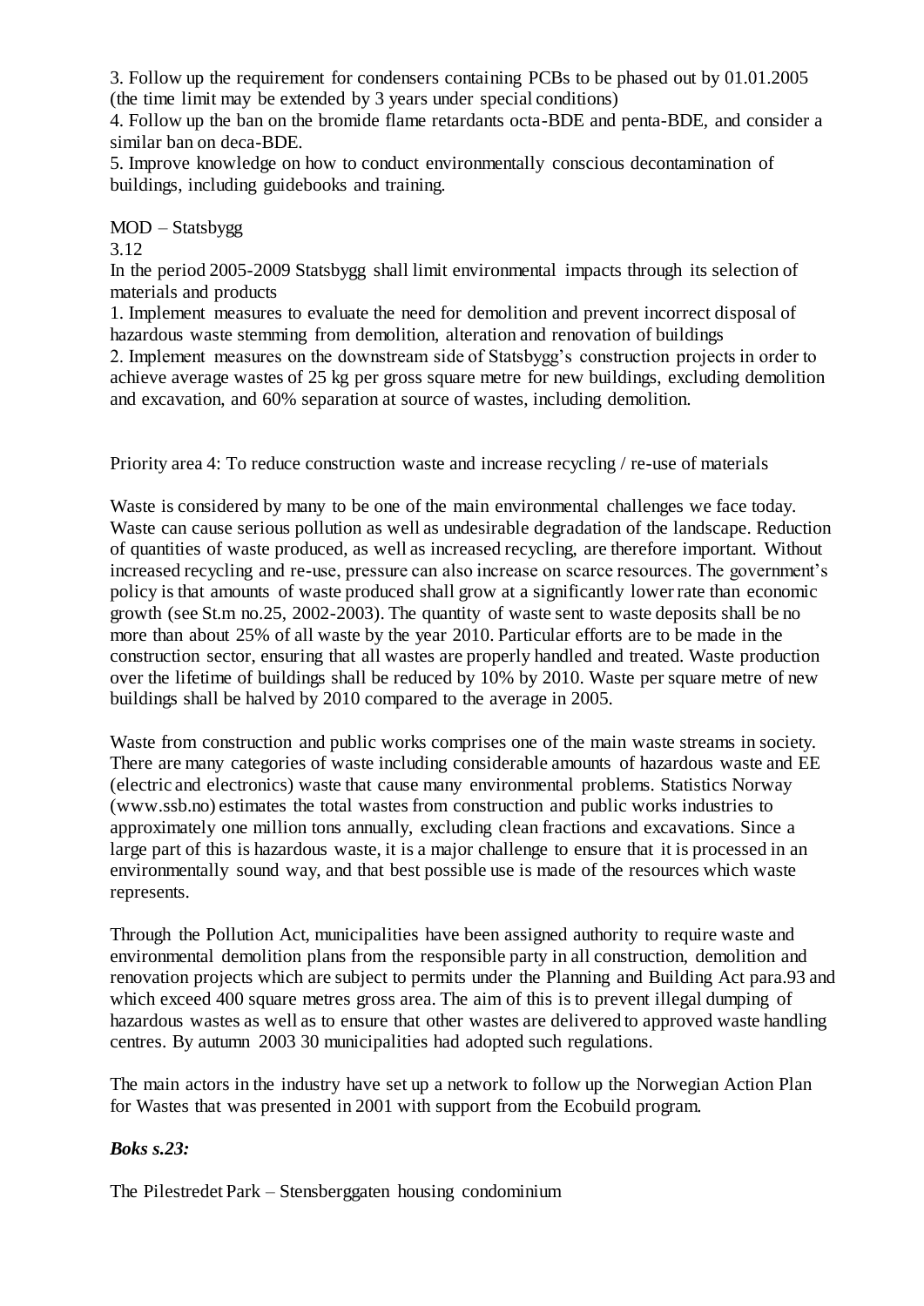3. Follow up the requirement for condensers containing PCBs to be phased out by 01.01.2005 (the time limit may be extended by 3 years under special conditions)

4. Follow up the ban on the bromide flame retardants octa-BDE and penta-BDE, and consider a similar ban on deca-BDE.

5. Improve knowledge on how to conduct environmentally conscious decontamination of buildings, including guidebooks and training.

MOD – Statsbygg

3.12

In the period 2005-2009 Statsbygg shall limit environmental impacts through its selection of materials and products

1. Implement measures to evaluate the need for demolition and prevent incorrect disposal of hazardous waste stemming from demolition, alteration and renovation of buildings

2. Implement measures on the downstream side of Statsbygg's construction projects in order to achieve average wastes of 25 kg per gross square metre for new buildings, excluding demolition and excavation, and 60% separation at source of wastes, including demolition.

Priority area 4: To reduce construction waste and increase recycling / re-use of materials

Waste is considered by many to be one of the main environmental challenges we face today. Waste can cause serious pollution as well as undesirable degradation of the landscape. Reduction of quantities of waste produced, as well as increased recycling, are therefore important. Without increased recycling and re-use, pressure can also increase on scarce resources. The government's policy is that amounts of waste produced shall grow at a significantly lower rate than economic growth (see St.m no.25, 2002-2003). The quantity of waste sent to waste deposits shall be no more than about 25% of all waste by the year 2010. Particular efforts are to be made in the construction sector, ensuring that all wastes are properly handled and treated. Waste production over the lifetime of buildings shall be reduced by 10% by 2010. Waste per square metre of new buildings shall be halved by 2010 compared to the average in 2005.

Waste from construction and public works comprises one of the main waste streams in society. There are many categories of waste including considerable amounts of hazardous waste and EE (electric and electronics) waste that cause many environmental problems. Statistics Norway (www.ssb.no) estimates the total wastes from construction and public works industries to approximately one million tons annually, excluding clean fractions and excavations. Since a large part of this is hazardous waste, it is a major challenge to ensure that it is processed in an environmentally sound way, and that best possible use is made of the resources which waste represents.

Through the Pollution Act, municipalities have been assigned authority to require waste and environmental demolition plans from the responsible party in all construction, demolition and renovation projects which are subject to permits under the Planning and Building Act para.93 and which exceed 400 square metres gross area. The aim of this is to prevent illegal dumping of hazardous wastes as well as to ensure that other wastes are delivered to approved waste handling centres. By autumn 2003 30 municipalities had adopted such regulations.

The main actors in the industry have set up a network to follow up the Norwegian Action Plan for Wastes that was presented in 2001 with support from the Ecobuild program.

***Boks s.23:***

The Pilestredet Park – Stensberggaten housing condominium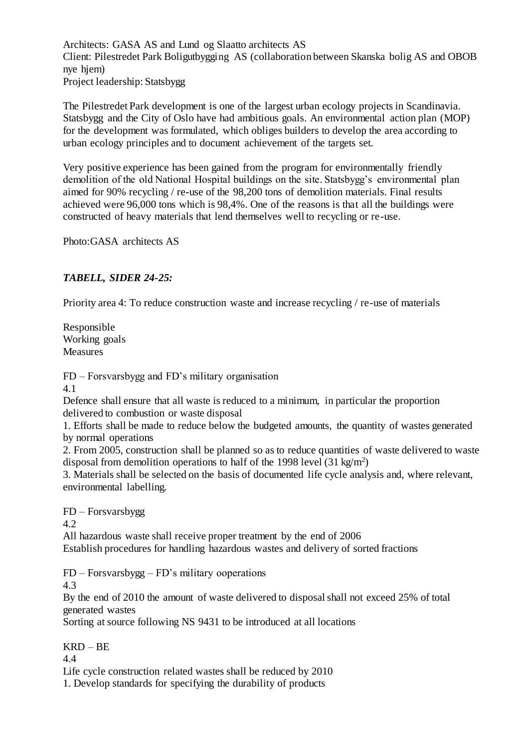Architects: GASA AS and Lund og Slaatto architects AS
Client: Pilestredet Park Boligutbygging AS (collaboration between Skanska bolig AS and OBOB nye hjem)
Project leadership: Statsbygg

The Pilestredet Park development is one of the largest urban ecology projects in Scandinavia. Statsbygg and the City of Oslo have had ambitious goals. An environmental action plan (MOP) for the development was formulated, which obliges builders to develop the area according to urban ecology principles and to document achievement of the targets set.

Very positive experience has been gained from the program for environmentally friendly demolition of the old National Hospital buildings on the site. Statsbygg's environmental plan aimed for 90% recycling / re-use of the 98,200 tons of demolition materials. Final results achieved were 96,000 tons which is 98,4%. One of the reasons is that all the buildings were constructed of heavy materials that lend themselves well to recycling or re-use.

Photo:GASA architects AS

***TABELL, SIDER 24-25:***

Priority area 4: To reduce construction waste and increase recycling / re-use of materials

Responsible
Working goals
Measures

FD – Forsvarsbygg and FD's military organisation
4.1
Defence shall ensure that all waste is reduced to a minimum, in particular the proportion delivered to combustion or waste disposal
1. Efforts shall be made to reduce below the budgeted amounts, the quantity of wastes generated by normal operations
2. From 2005, construction shall be planned so as to reduce quantities of waste delivered to waste disposal from demolition operations to half of the 1998 level (31 kg/m$^2$)
3. Materials shall be selected on the basis of documented life cycle analysis and, where relevant, environmental labelling.

FD – Forsvarsbygg
4.2
All hazardous waste shall receive proper treatment by the end of 2006
Establish procedures for handling hazardous wastes and delivery of sorted fractions

FD – Forsvarsbygg – FD's military ooperations
4.3
By the end of 2010 the amount of waste delivered to disposal shall not exceed 25% of total generated wastes
Sorting at source following NS 9431 to be introduced at all locations

KRD – BE
4.4
Life cycle construction related wastes shall be reduced by 2010
1. Develop standards for specifying the durability of products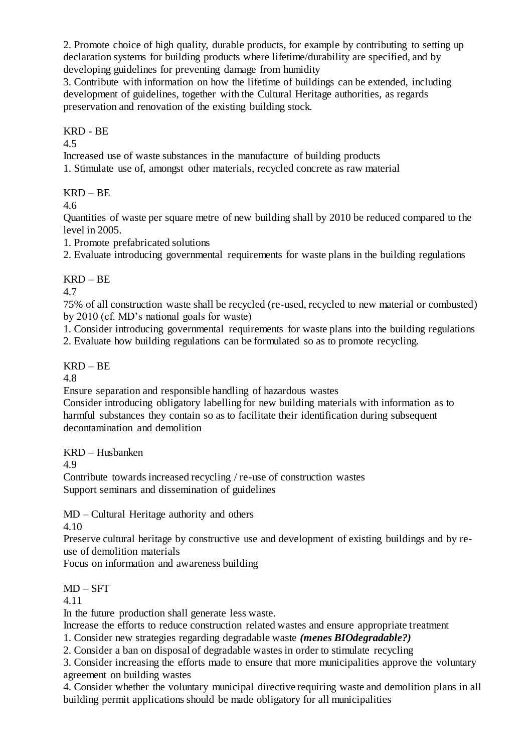2. Promote choice of high quality, durable products, for example by contributing to setting up declaration systems for building products where lifetime/durability are specified, and by developing guidelines for preventing damage from humidity
3. Contribute with information on how the lifetime of buildings can be extended, including development of guidelines, together with the Cultural Heritage authorities, as regards preservation and renovation of the existing building stock.

KRD - BE

4.5

Increased use of waste substances in the manufacture of building products

1. Stimulate use of, amongst other materials, recycled concrete as raw material

KRD – BE

4.6

Quantities of waste per square metre of new building shall by 2010 be reduced compared to the level in 2005.

1. Promote prefabricated solutions
2. Evaluate introducing governmental requirements for waste plans in the building regulations

KRD – BE

4.7

75% of all construction waste shall be recycled (re-used, recycled to new material or combusted) by 2010 (cf. MD's national goals for waste)

1. Consider introducing governmental requirements for waste plans into the building regulations
2. Evaluate how building regulations can be formulated so as to promote recycling.

KRD – BE

4.8

Ensure separation and responsible handling of hazardous wastes

Consider introducing obligatory labelling for new building materials with information as to harmful substances they contain so as to facilitate their identification during subsequent decontamination and demolition

KRD – Husbanken

4.9

Contribute towards increased recycling / re-use of construction wastes

Support seminars and dissemination of guidelines

MD – Cultural Heritage authority and others

4.10

Preserve cultural heritage by constructive use and development of existing buildings and by re-use of demolition materials

Focus on information and awareness building

MD – SFT

4.11

In the future production shall generate less waste.

Increase the efforts to reduce construction related wastes and ensure appropriate treatment

1. Consider new strategies regarding degradable waste ***(menes BIOdegradable?)***
2. Consider a ban on disposal of degradable wastes in order to stimulate recycling
3. Consider increasing the efforts made to ensure that more municipalities approve the voluntary agreement on building wastes
4. Consider whether the voluntary municipal directive requiring waste and demolition plans in all building permit applications should be made obligatory for all municipalities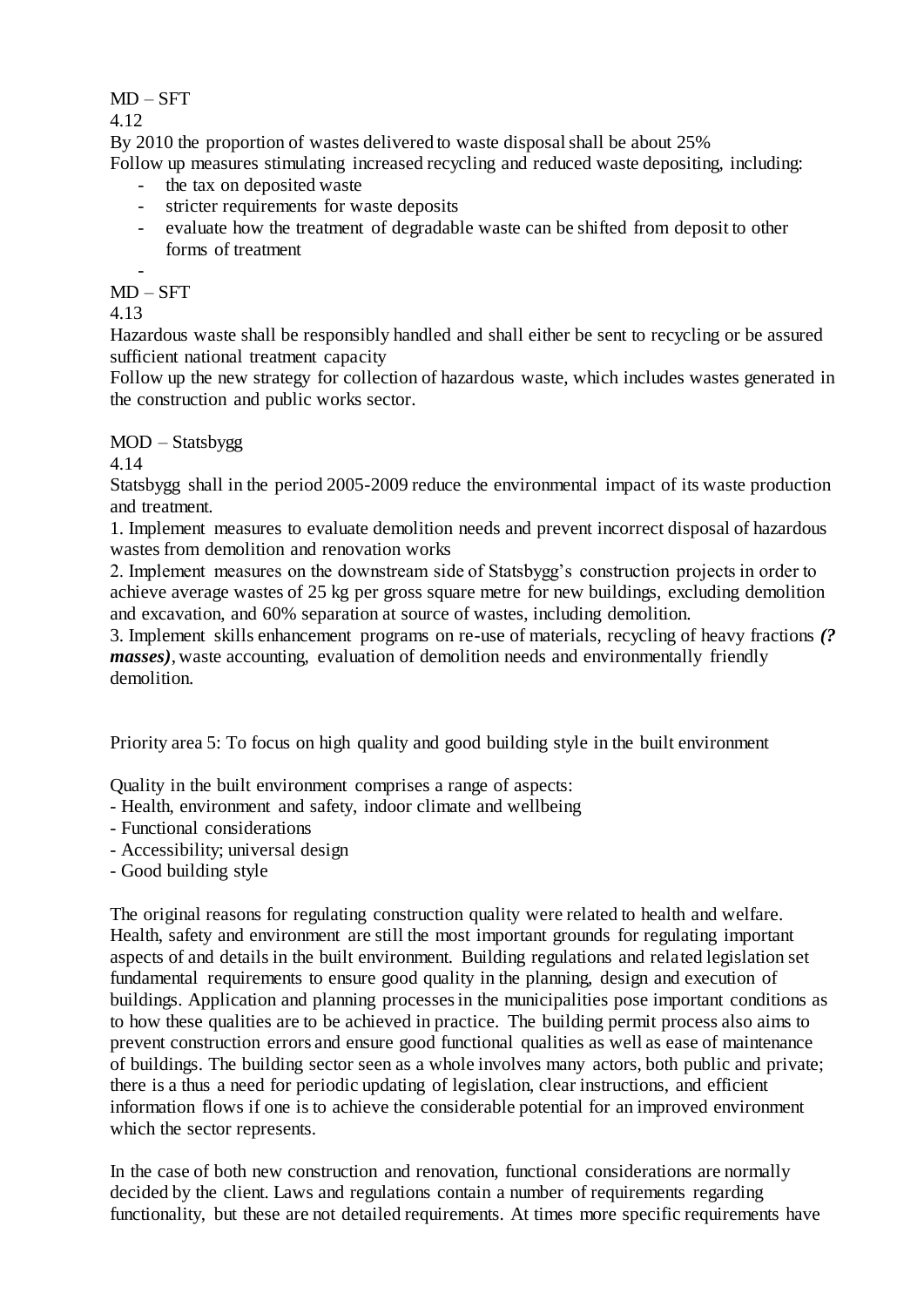MD – SFT

4.12

By 2010 the proportion of wastes delivered to waste disposal shall be about 25%

Follow up measures stimulating increased recycling and reduced waste depositing, including:

- the tax on deposited waste
- stricter requirements for waste deposits
- evaluate how the treatment of degradable waste can be shifted from deposit to other forms of treatment
-

MD – SFT

4.13

Hazardous waste shall be responsibly handled and shall either be sent to recycling or be assured sufficient national treatment capacity

Follow up the new strategy for collection of hazardous waste, which includes wastes generated in the construction and public works sector.

MOD – Statsbygg

4.14

Statsbygg shall in the period 2005-2009 reduce the environmental impact of its waste production and treatment.

1. Implement measures to evaluate demolition needs and prevent incorrect disposal of hazardous wastes from demolition and renovation works
2. Implement measures on the downstream side of Statsbygg's construction projects in order to achieve average wastes of 25 kg per gross square metre for new buildings, excluding demolition and excavation, and 60% separation at source of wastes, including demolition.
3. Implement skills enhancement programs on re-use of materials, recycling of heavy fractions ***(? masses)***, waste accounting, evaluation of demolition needs and environmentally friendly demolition.

Priority area 5: To focus on high quality and good building style in the built environment

Quality in the built environment comprises a range of aspects:
- Health, environment and safety, indoor climate and wellbeing
- Functional considerations
- Accessibility; universal design
- Good building style

The original reasons for regulating construction quality were related to health and welfare. Health, safety and environment are still the most important grounds for regulating important aspects of and details in the built environment. Building regulations and related legislation set fundamental requirements to ensure good quality in the planning, design and execution of buildings. Application and planning processes in the municipalities pose important conditions as to how these qualities are to be achieved in practice. The building permit process also aims to prevent construction errors and ensure good functional qualities as well as ease of maintenance of buildings. The building sector seen as a whole involves many actors, both public and private; there is a thus a need for periodic updating of legislation, clear instructions, and efficient information flows if one is to achieve the considerable potential for an improved environment which the sector represents.

In the case of both new construction and renovation, functional considerations are normally decided by the client. Laws and regulations contain a number of requirements regarding functionality, but these are not detailed requirements. At times more specific requirements have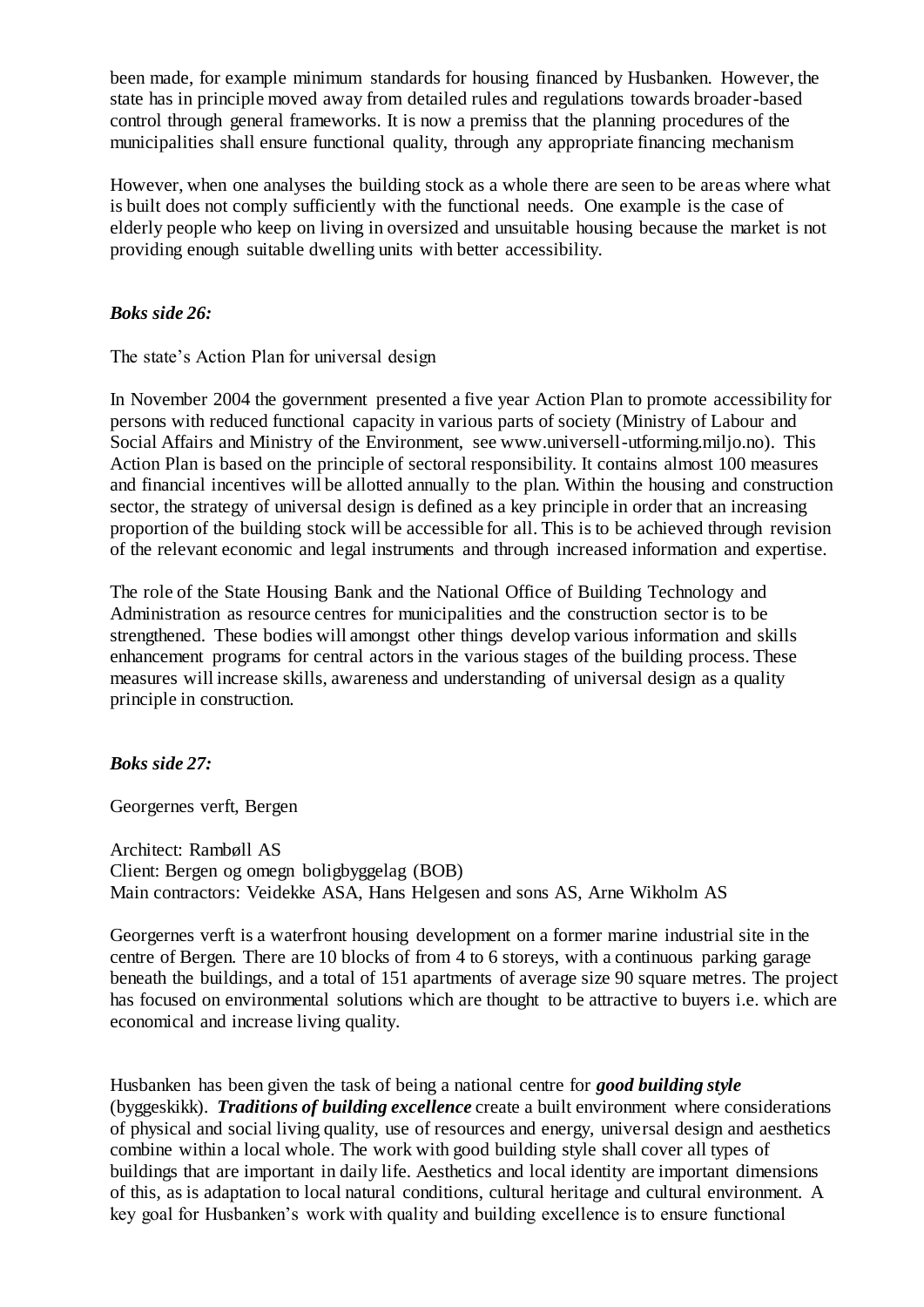been made, for example minimum standards for housing financed by Husbanken. However, the state has in principle moved away from detailed rules and regulations towards broader-based control through general frameworks. It is now a premiss that the planning procedures of the municipalities shall ensure functional quality, through any appropriate financing mechanism

However, when one analyses the building stock as a whole there are seen to be areas where what is built does not comply sufficiently with the functional needs. One example is the case of elderly people who keep on living in oversized and unsuitable housing because the market is not providing enough suitable dwelling units with better accessibility.

***Boks side 26:***

The state's Action Plan for universal design

In November 2004 the government presented a five year Action Plan to promote accessibility for persons with reduced functional capacity in various parts of society (Ministry of Labour and Social Affairs and Ministry of the Environment, see www.universell-utforming.miljo.no). This Action Plan is based on the principle of sectoral responsibility. It contains almost 100 measures and financial incentives will be allotted annually to the plan. Within the housing and construction sector, the strategy of universal design is defined as a key principle in order that an increasing proportion of the building stock will be accessible for all. This is to be achieved through revision of the relevant economic and legal instruments and through increased information and expertise.

The role of the State Housing Bank and the National Office of Building Technology and Administration as resource centres for municipalities and the construction sector is to be strengthened. These bodies will amongst other things develop various information and skills enhancement programs for central actors in the various stages of the building process. These measures will increase skills, awareness and understanding of universal design as a quality principle in construction.

***Boks side 27:***

Georgernes verft, Bergen

Architect: Rambøll AS
Client: Bergen og omegn boligbyggelag (BOB)
Main contractors: Veidekke ASA, Hans Helgesen and sons AS, Arne Wikholm AS

Georgernes verft is a waterfront housing development on a former marine industrial site in the centre of Bergen. There are 10 blocks of from 4 to 6 storeys, with a continuous parking garage beneath the buildings, and a total of 151 apartments of average size 90 square metres. The project has focused on environmental solutions which are thought to be attractive to buyers i.e. which are economical and increase living quality.

Husbanken has been given the task of being a national centre for ***good building style*** (byggeskikk). ***Traditions of building excellence*** create a built environment where considerations of physical and social living quality, use of resources and energy, universal design and aesthetics combine within a local whole. The work with good building style shall cover all types of buildings that are important in daily life. Aesthetics and local identity are important dimensions of this, as is adaptation to local natural conditions, cultural heritage and cultural environment. A key goal for Husbanken's work with quality and building excellence is to ensure functional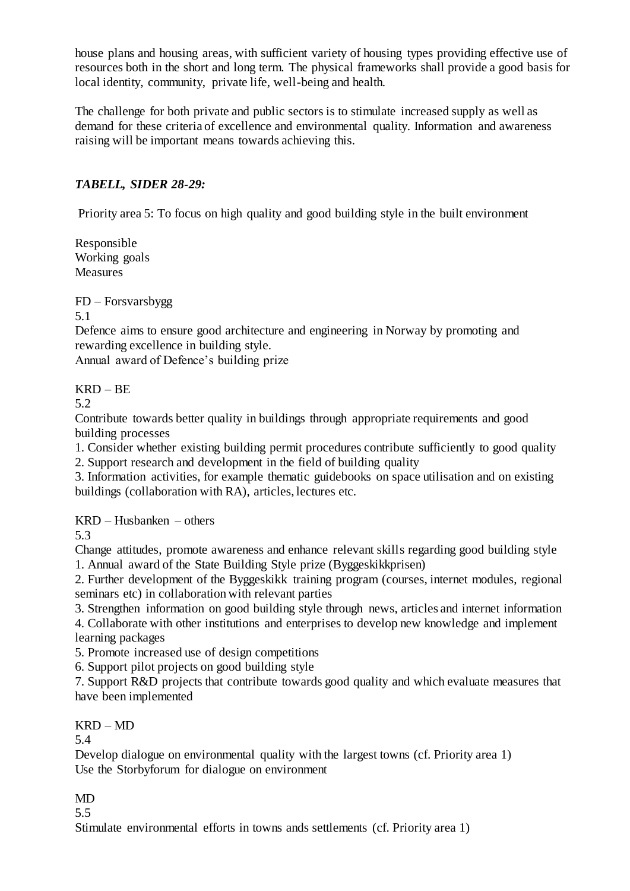house plans and housing areas, with sufficient variety of housing types providing effective use of resources both in the short and long term. The physical frameworks shall provide a good basis for local identity, community, private life, well-being and health.

The challenge for both private and public sectors is to stimulate increased supply as well as demand for these criteria of excellence and environmental quality. Information and awareness raising will be important means towards achieving this.

***TABELL, SIDER 28-29:***

Priority area 5: To focus on high quality and good building style in the built environment

Responsible
Working goals
Measures

FD – Forsvarsbygg
5.1
Defence aims to ensure good architecture and engineering in Norway by promoting and rewarding excellence in building style.
Annual award of Defence's building prize

KRD – BE
5.2
Contribute towards better quality in buildings through appropriate requirements and good building processes
1. Consider whether existing building permit procedures contribute sufficiently to good quality
2. Support research and development in the field of building quality
3. Information activities, for example thematic guidebooks on space utilisation and on existing buildings (collaboration with RA), articles, lectures etc.

KRD – Husbanken – others
5.3
Change attitudes, promote awareness and enhance relevant skills regarding good building style
1. Annual award of the State Building Style prize (Byggeskikkprisen)
2. Further development of the Byggeskikk training program (courses, internet modules, regional seminars etc) in collaboration with relevant parties
3. Strengthen information on good building style through news, articles and internet information
4. Collaborate with other institutions and enterprises to develop new knowledge and implement learning packages
5. Promote increased use of design competitions
6. Support pilot projects on good building style
7. Support R&D projects that contribute towards good quality and which evaluate measures that have been implemented

KRD – MD
5.4
Develop dialogue on environmental quality with the largest towns (cf. Priority area 1)
Use the Storbyforum for dialogue on environment

MD
5.5
Stimulate environmental efforts in towns ands settlements (cf. Priority area 1)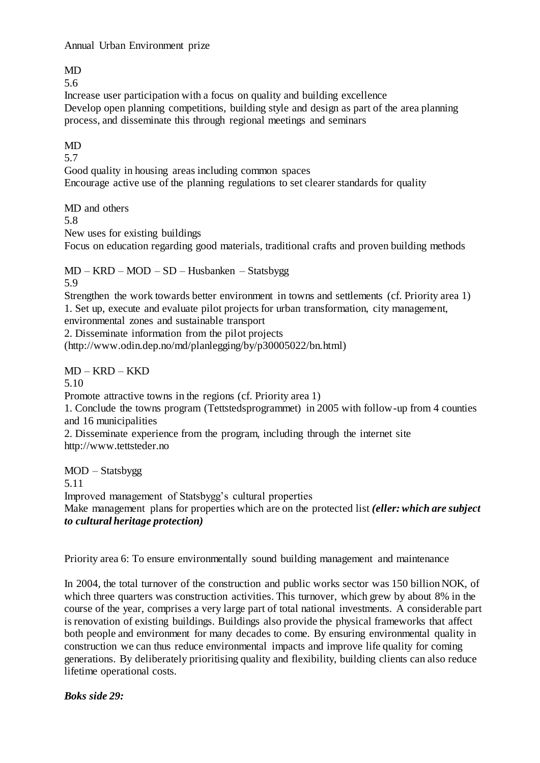Annual Urban Environment prize

MD
5.6
Increase user participation with a focus on quality and building excellence
Develop open planning competitions, building style and design as part of the area planning process, and disseminate this through regional meetings and seminars

MD
5.7
Good quality in housing areas including common spaces
Encourage active use of the planning regulations to set clearer standards for quality

MD and others
5.8
New uses for existing buildings
Focus on education regarding good materials, traditional crafts and proven building methods

MD – KRD – MOD – SD – Husbanken – Statsbygg
5.9
Strengthen the work towards better environment in towns and settlements (cf. Priority area 1)
1. Set up, execute and evaluate pilot projects for urban transformation, city management, environmental zones and sustainable transport
2. Disseminate information from the pilot projects
(http://www.odin.dep.no/md/planlegging/by/p30005022/bn.html)

MD – KRD – KKD
5.10
Promote attractive towns in the regions (cf. Priority area 1)
1. Conclude the towns program (Tettstedsprogrammet) in 2005 with follow-up from 4 counties and 16 municipalities
2. Disseminate experience from the program, including through the internet site
http://www.tettsteder.no

MOD – Statsbygg
5.11
Improved management of Statsbygg's cultural properties
Make management plans for properties which are on the protected list ***(eller: which are subject to cultural heritage protection)***

Priority area 6: To ensure environmentally sound building management and maintenance

In 2004, the total turnover of the construction and public works sector was 150 billion NOK, of which three quarters was construction activities. This turnover, which grew by about 8% in the course of the year, comprises a very large part of total national investments. A considerable part is renovation of existing buildings. Buildings also provide the physical frameworks that affect both people and environment for many decades to come. By ensuring environmental quality in construction we can thus reduce environmental impacts and improve life quality for coming generations. By deliberately prioritising quality and flexibility, building clients can also reduce lifetime operational costs.

***Boks side 29:***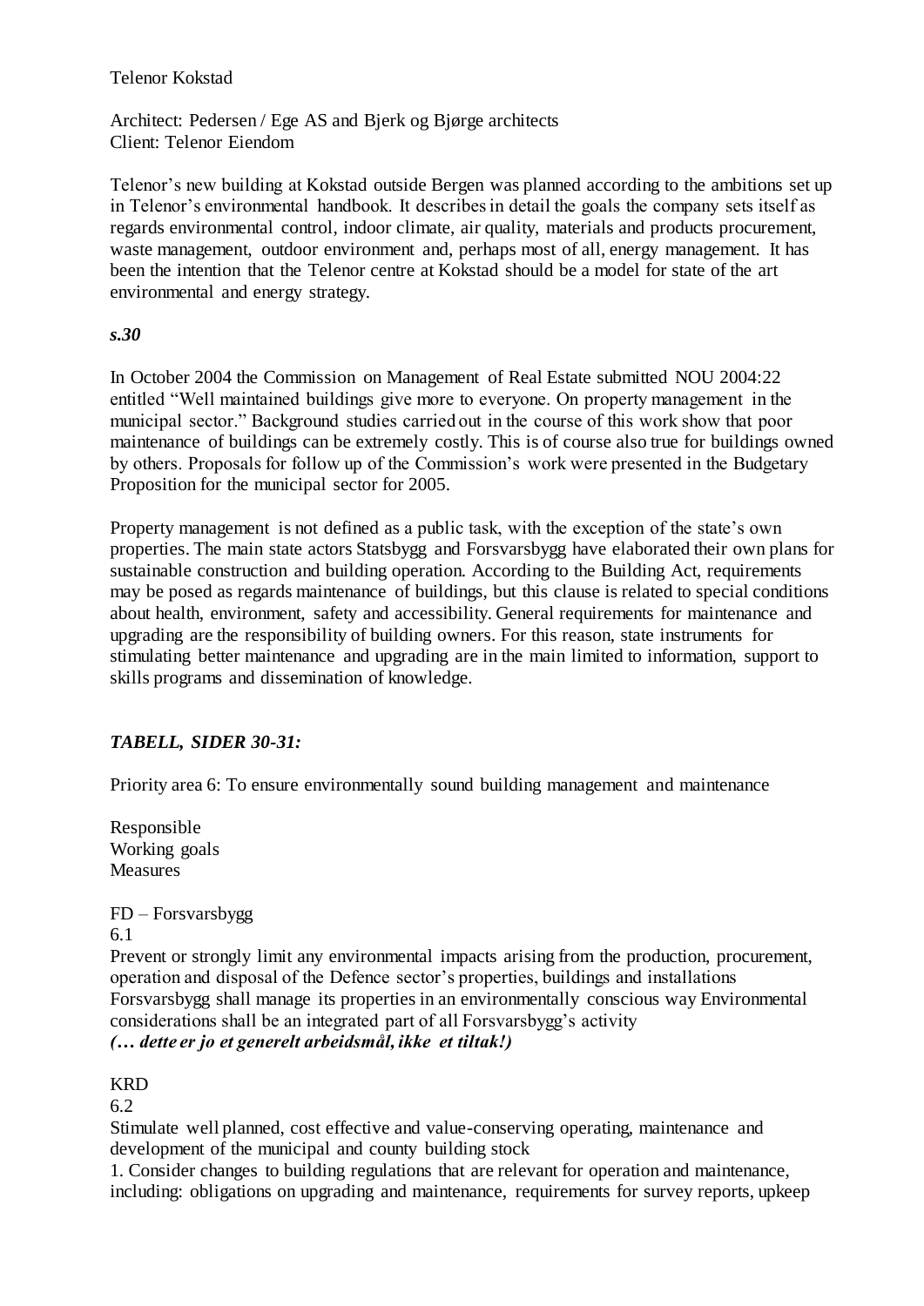Telenor Kokstad

Architect: Pedersen / Ege AS and Bjerk og Bjørge architects
Client: Telenor Eiendom

Telenor's new building at Kokstad outside Bergen was planned according to the ambitions set up in Telenor's environmental handbook. It describes in detail the goals the company sets itself as regards environmental control, indoor climate, air quality, materials and products procurement, waste management, outdoor environment and, perhaps most of all, energy management. It has been the intention that the Telenor centre at Kokstad should be a model for state of the art environmental and energy strategy.

***s.30***

In October 2004 the Commission on Management of Real Estate submitted NOU 2004:22 entitled "Well maintained buildings give more to everyone. On property management in the municipal sector." Background studies carried out in the course of this work show that poor maintenance of buildings can be extremely costly. This is of course also true for buildings owned by others. Proposals for follow up of the Commission's work were presented in the Budgetary Proposition for the municipal sector for 2005.

Property management is not defined as a public task, with the exception of the state's own properties. The main state actors Statsbygg and Forsvarsbygg have elaborated their own plans for sustainable construction and building operation. According to the Building Act, requirements may be posed as regards maintenance of buildings, but this clause is related to special conditions about health, environment, safety and accessibility. General requirements for maintenance and upgrading are the responsibility of building owners. For this reason, state instruments for stimulating better maintenance and upgrading are in the main limited to information, support to skills programs and dissemination of knowledge.

***TABELL, SIDER 30-31:***

Priority area 6: To ensure environmentally sound building management and maintenance

Responsible
Working goals
Measures

FD – Forsvarsbygg
6.1
Prevent or strongly limit any environmental impacts arising from the production, procurement, operation and disposal of the Defence sector's properties, buildings and installations
Forsvarsbygg shall manage its properties in an environmentally conscious way Environmental considerations shall be an integrated part of all Forsvarsbygg's activity
***(… dette er jo et generelt arbeidsmål, ikke et tiltak!)***

KRD
6.2
Stimulate well planned, cost effective and value-conserving operating, maintenance and development of the municipal and county building stock
1. Consider changes to building regulations that are relevant for operation and maintenance, including: obligations on upgrading and maintenance, requirements for survey reports, upkeep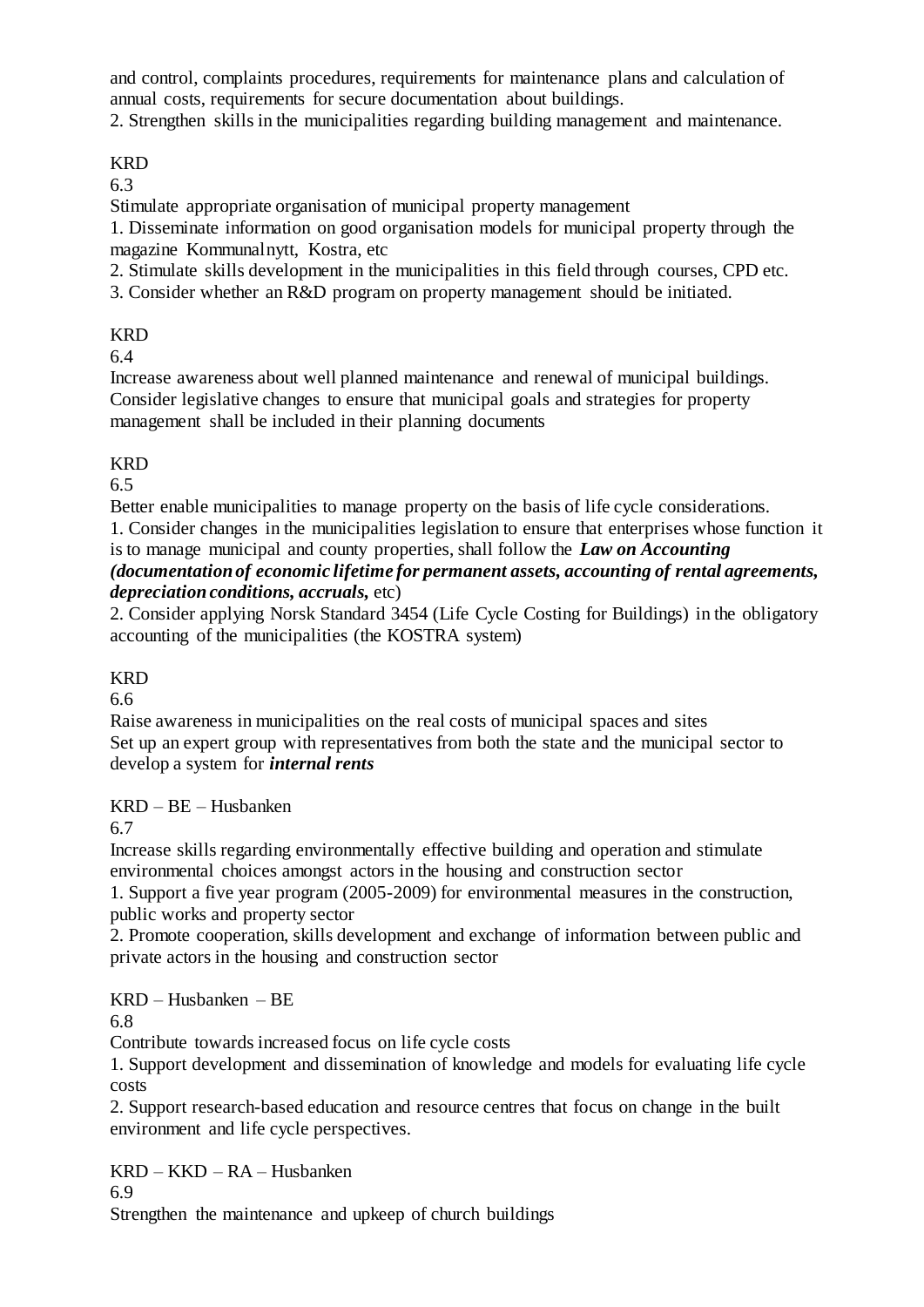and control, complaints procedures, requirements for maintenance plans and calculation of annual costs, requirements for secure documentation about buildings.
2. Strengthen skills in the municipalities regarding building management and maintenance.

KRD
6.3
Stimulate appropriate organisation of municipal property management
1. Disseminate information on good organisation models for municipal property through the magazine Kommunalnytt, Kostra, etc
2. Stimulate skills development in the municipalities in this field through courses, CPD etc.
3. Consider whether an R&D program on property management should be initiated.

KRD
6.4
Increase awareness about well planned maintenance and renewal of municipal buildings.
Consider legislative changes to ensure that municipal goals and strategies for property management shall be included in their planning documents

KRD
6.5
Better enable municipalities to manage property on the basis of life cycle considerations.
1. Consider changes in the municipalities legislation to ensure that enterprises whose function it is to manage municipal and county properties, shall follow the ***Law on Accounting (documentation of economic lifetime for permanent assets, accounting of rental agreements, depreciation conditions, accruals,*** etc)
2. Consider applying Norsk Standard 3454 (Life Cycle Costing for Buildings) in the obligatory accounting of the municipalities (the KOSTRA system)

KRD
6.6
Raise awareness in municipalities on the real costs of municipal spaces and sites
Set up an expert group with representatives from both the state and the municipal sector to develop a system for ***internal rents***

KRD – BE – Husbanken
6.7
Increase skills regarding environmentally effective building and operation and stimulate environmental choices amongst actors in the housing and construction sector
1. Support a five year program (2005-2009) for environmental measures in the construction, public works and property sector
2. Promote cooperation, skills development and exchange of information between public and private actors in the housing and construction sector

KRD – Husbanken – BE
6.8
Contribute towards increased focus on life cycle costs
1. Support development and dissemination of knowledge and models for evaluating life cycle costs
2. Support research-based education and resource centres that focus on change in the built environment and life cycle perspectives.

KRD – KKD – RA – Husbanken
6.9
Strengthen the maintenance and upkeep of church buildings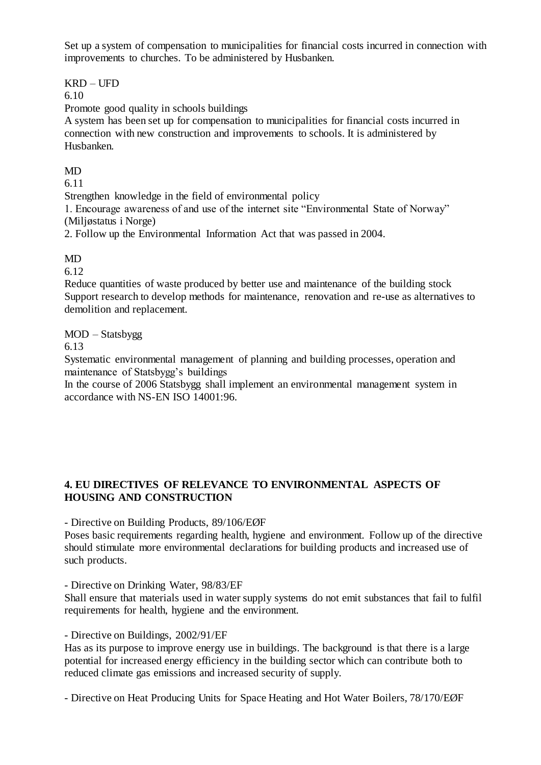Set up a system of compensation to municipalities for financial costs incurred in connection with improvements to churches. To be administered by Husbanken.

KRD – UFD
6.10
Promote good quality in schools buildings
A system has been set up for compensation to municipalities for financial costs incurred in connection with new construction and improvements to schools. It is administered by Husbanken.

MD
6.11
Strengthen knowledge in the field of environmental policy
1. Encourage awareness of and use of the internet site “Environmental State of Norway” (Miljøstatus i Norge)
2. Follow up the Environmental Information Act that was passed in 2004.

MD
6.12
Reduce quantities of waste produced by better use and maintenance of the building stock
Support research to develop methods for maintenance, renovation and re-use as alternatives to demolition and replacement.

MOD – Statsbygg
6.13
Systematic environmental management of planning and building processes, operation and maintenance of Statsbygg’s buildings
In the course of 2006 Statsbygg shall implement an environmental management system in accordance with NS-EN ISO 14001:96.

## 4. EU DIRECTIVES OF RELEVANCE TO ENVIRONMENTAL ASPECTS OF HOUSING AND CONSTRUCTION

- Directive on Building Products, 89/106/EØF
Poses basic requirements regarding health, hygiene and environment. Follow up of the directive should stimulate more environmental declarations for building products and increased use of such products.

- Directive on Drinking Water, 98/83/EF
Shall ensure that materials used in water supply systems do not emit substances that fail to fulfil requirements for health, hygiene and the environment.

- Directive on Buildings, 2002/91/EF
Has as its purpose to improve energy use in buildings. The background is that there is a large potential for increased energy efficiency in the building sector which can contribute both to reduced climate gas emissions and increased security of supply.

- Directive on Heat Producing Units for Space Heating and Hot Water Boilers, 78/170/EØF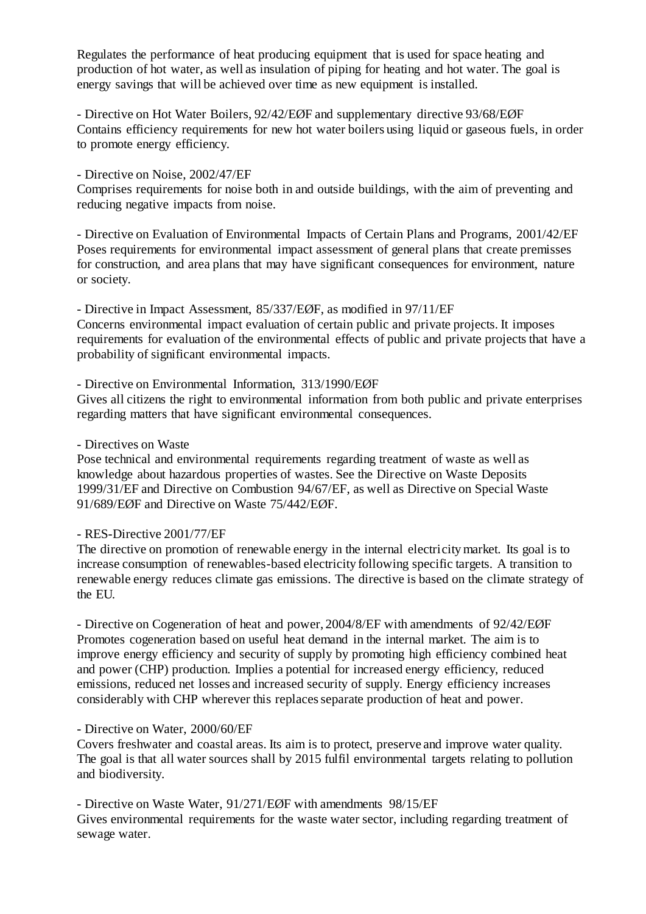Regulates the performance of heat producing equipment that is used for space heating and production of hot water, as well as insulation of piping for heating and hot water. The goal is energy savings that will be achieved over time as new equipment is installed.

- Directive on Hot Water Boilers, 92/42/EØF and supplementary directive 93/68/EØF
Contains efficiency requirements for new hot water boilers using liquid or gaseous fuels, in order to promote energy efficiency.

- Directive on Noise, 2002/47/EF
Comprises requirements for noise both in and outside buildings, with the aim of preventing and reducing negative impacts from noise.

- Directive on Evaluation of Environmental Impacts of Certain Plans and Programs, 2001/42/EF
Poses requirements for environmental impact assessment of general plans that create premisses for construction, and area plans that may have significant consequences for environment, nature or society.

- Directive in Impact Assessment, 85/337/EØF, as modified in 97/11/EF
Concerns environmental impact evaluation of certain public and private projects. It imposes requirements for evaluation of the environmental effects of public and private projects that have a probability of significant environmental impacts.

- Directive on Environmental Information, 313/1990/EØF
Gives all citizens the right to environmental information from both public and private enterprises regarding matters that have significant environmental consequences.

- Directives on Waste
Pose technical and environmental requirements regarding treatment of waste as well as knowledge about hazardous properties of wastes. See the Directive on Waste Deposits 1999/31/EF and Directive on Combustion 94/67/EF, as well as Directive on Special Waste 91/689/EØF and Directive on Waste 75/442/EØF.

- RES-Directive 2001/77/EF
The directive on promotion of renewable energy in the internal electricity market. Its goal is to increase consumption of renewables-based electricity following specific targets. A transition to renewable energy reduces climate gas emissions. The directive is based on the climate strategy of the EU.

- Directive on Cogeneration of heat and power, 2004/8/EF with amendments of 92/42/EØF
Promotes cogeneration based on useful heat demand in the internal market. The aim is to improve energy efficiency and security of supply by promoting high efficiency combined heat and power (CHP) production. Implies a potential for increased energy efficiency, reduced emissions, reduced net losses and increased security of supply. Energy efficiency increases considerably with CHP wherever this replaces separate production of heat and power.

- Directive on Water, 2000/60/EF
Covers freshwater and coastal areas. Its aim is to protect, preserve and improve water quality. The goal is that all water sources shall by 2015 fulfil environmental targets relating to pollution and biodiversity.

- Directive on Waste Water, 91/271/EØF with amendments 98/15/EF
Gives environmental requirements for the waste water sector, including regarding treatment of sewage water.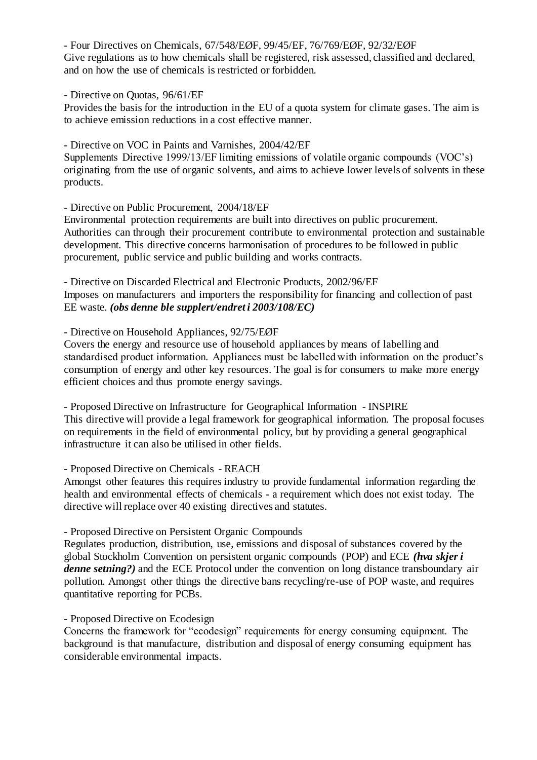- Four Directives on Chemicals, 67/548/EØF, 99/45/EF, 76/769/EØF, 92/32/EØF
Give regulations as to how chemicals shall be registered, risk assessed, classified and declared, and on how the use of chemicals is restricted or forbidden.

- Directive on Quotas, 96/61/EF
Provides the basis for the introduction in the EU of a quota system for climate gases. The aim is to achieve emission reductions in a cost effective manner.

- Directive on VOC in Paints and Varnishes, 2004/42/EF
Supplements Directive 1999/13/EF limiting emissions of volatile organic compounds (VOC's) originating from the use of organic solvents, and aims to achieve lower levels of solvents in these products.

- Directive on Public Procurement, 2004/18/EF
Environmental protection requirements are built into directives on public procurement. Authorities can through their procurement contribute to environmental protection and sustainable development. This directive concerns harmonisation of procedures to be followed in public procurement, public service and public building and works contracts.

- Directive on Discarded Electrical and Electronic Products, 2002/96/EF
Imposes on manufacturers and importers the responsibility for financing and collection of past EE waste. ***(obs denne ble supplert/endret i 2003/108/EC)***

- Directive on Household Appliances, 92/75/EØF
Covers the energy and resource use of household appliances by means of labelling and standardised product information. Appliances must be labelled with information on the product's consumption of energy and other key resources. The goal is for consumers to make more energy efficient choices and thus promote energy savings.

- Proposed Directive on Infrastructure for Geographical Information - INSPIRE
This directive will provide a legal framework for geographical information. The proposal focuses on requirements in the field of environmental policy, but by providing a general geographical infrastructure it can also be utilised in other fields.

- Proposed Directive on Chemicals - REACH
Amongst other features this requires industry to provide fundamental information regarding the health and environmental effects of chemicals - a requirement which does not exist today. The directive will replace over 40 existing directives and statutes.

- Proposed Directive on Persistent Organic Compounds
Regulates production, distribution, use, emissions and disposal of substances covered by the global Stockholm Convention on persistent organic compounds (POP) and ECE ***(hva skjer i denne setning?)*** and the ECE Protocol under the convention on long distance transboundary air pollution. Amongst other things the directive bans recycling/re-use of POP waste, and requires quantitative reporting for PCBs.

- Proposed Directive on Ecodesign
Concerns the framework for "ecodesign" requirements for energy consuming equipment. The background is that manufacture, distribution and disposal of energy consuming equipment has considerable environmental impacts.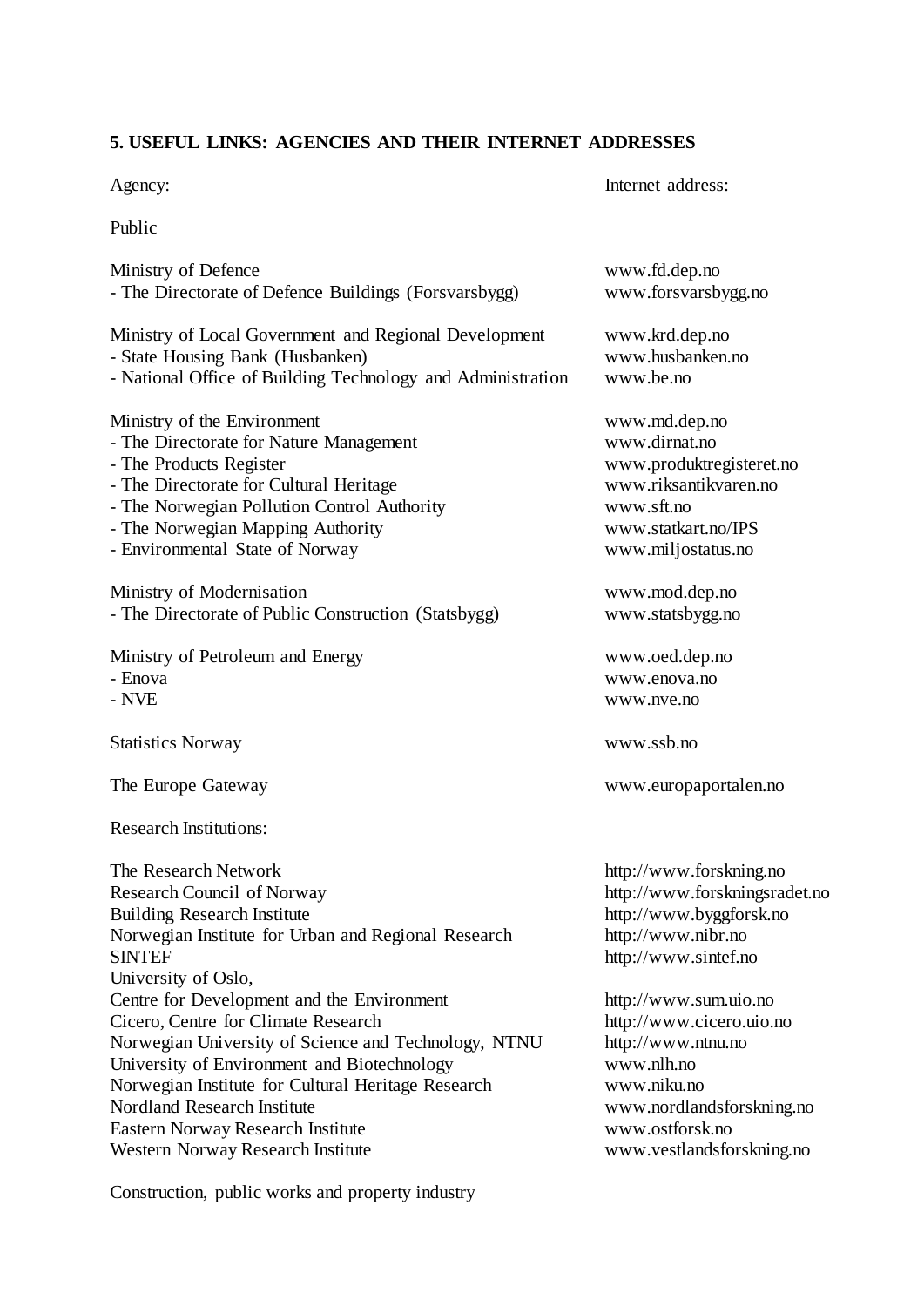## 5. USEFUL LINKS: AGENCIES AND THEIR INTERNET ADDRESSES

| Agency: | Internet address: |
|---|---|
| **Public** | |
| Ministry of Defence | www.fd.dep.no |
| - The Directorate of Defence Buildings (Forsvarsbygg) | www.forsvarsbygg.no |
| Ministry of Local Government and Regional Development | www.krd.dep.no |
| - State Housing Bank (Husbanken) | www.husbanken.no |
| - National Office of Building Technology and Administration | www.be.no |
| Ministry of the Environment | www.md.dep.no |
| - The Directorate for Nature Management | www.dirnat.no |
| - The Products Register | www.produktregisteret.no |
| - The Directorate for Cultural Heritage | www.riksantikvaren.no |
| - The Norwegian Pollution Control Authority | www.sft.no |
| - The Norwegian Mapping Authority | www.statkart.no/IPS |
| - Environmental State of Norway | www.miljostatus.no |
| Ministry of Modernisation | www.mod.dep.no |
| - The Directorate of Public Construction (Statsbygg) | www.statsbygg.no |
| Ministry of Petroleum and Energy | www.oed.dep.no |
| - Enova | www.enova.no |
| - NVE | www.nve.no |
| Statistics Norway | www.ssb.no |
| The Europe Gateway | www.europaportalen.no |
| **Research Institutions:** | |
| The Research Network | http://www.forskning.no |
| Research Council of Norway | http://www.forskningsradet.no |
| Building Research Institute | http://www.byggforsk.no |
| Norwegian Institute for Urban and Regional Research | http://www.nibr.no |
| SINTEF | http://www.sintef.no |
| University of Oslo, Centre for Development and the Environment | http://www.sum.uio.no |
| Cicero, Centre for Climate Research | http://www.cicero.uio.no |
| Norwegian University of Science and Technology, NTNU | http://www.ntnu.no |
| University of Environment and Biotechnology | www.nlh.no |
| Norwegian Institute for Cultural Heritage Research | www.niku.no |
| Nordland Research Institute | www.nordlandsforskning.no |
| Eastern Norway Research Institute | www.ostforsk.no |
| Western Norway Research Institute | www.vestlandsforskning.no |
| **Construction, public works and property industry** | |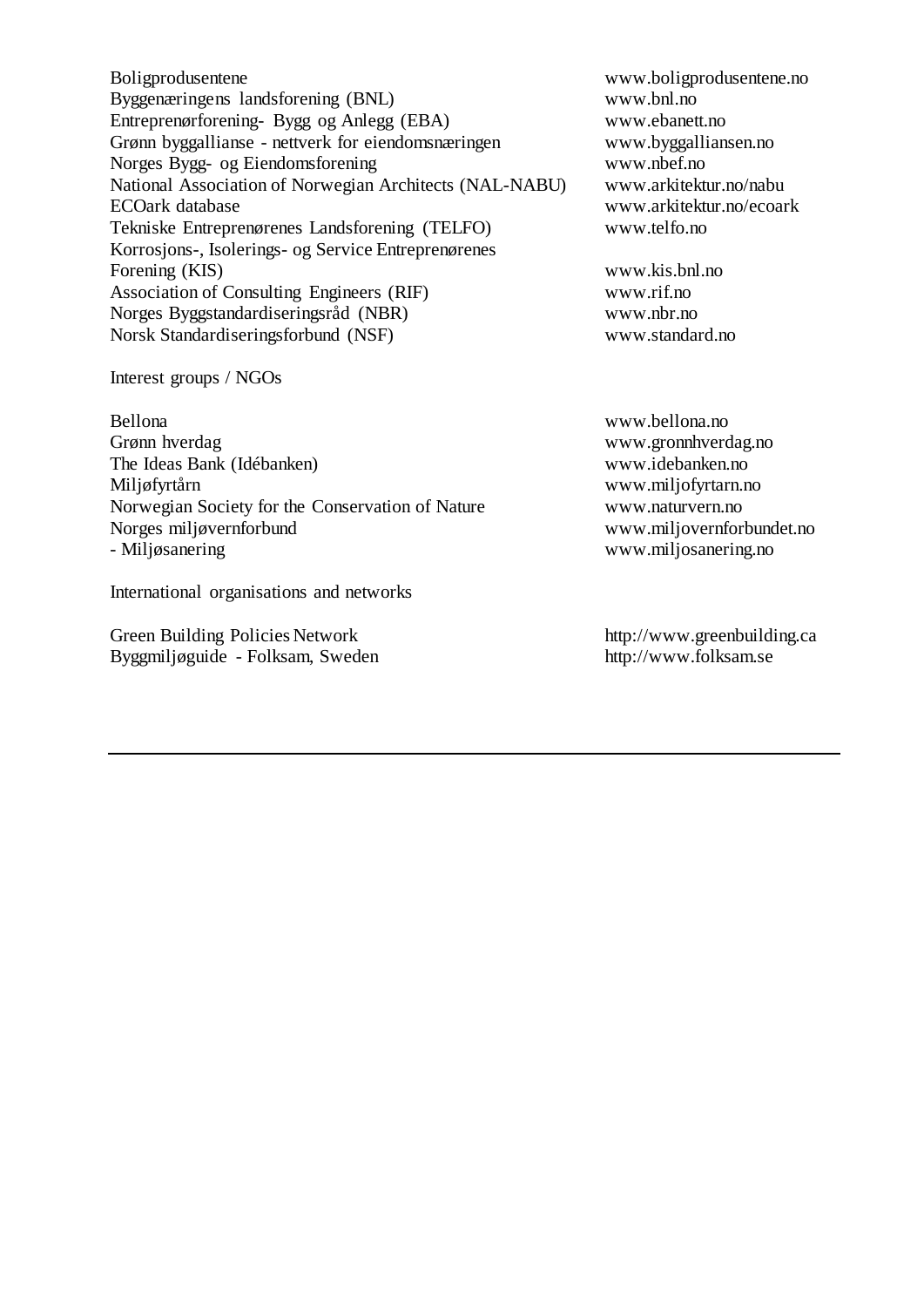| | |
|---|---|
| Boligprodusentene | www.boligprodusentene.no |
| Byggenæringens landsforening (BNL) | www.bnl.no |
| Entreprenørforening- Bygg og Anlegg (EBA) | www.ebanett.no |
| Grønn byggallianse - nettverk for eiendomsnæringen | www.byggalliansen.no |
| Norges Bygg- og Eiendomsforening | www.nbef.no |
| National Association of Norwegian Architects (NAL-NABU) | www.arkitektur.no/nabu |
| ECOark database | www.arkitektur.no/ecoark |
| Tekniske Entreprenørenes Landsforening (TELFO) | www.telfo.no |
| Korrosjons-, Isolerings- og Service Entreprenørenes Forening (KIS) | www.kis.bnl.no |
| Association of Consulting Engineers (RIF) | www.rif.no |
| Norges Byggstandardiseringsråd (NBR) | www.nbr.no |
| Norsk Standardiseringsforbund (NSF) | www.standard.no |

Interest groups / NGOs

| | |
|---|---|
| Bellona | www.bellona.no |
| Grønn hverdag | www.gronnhverdag.no |
| The Ideas Bank (Idébanken) | www.idebanken.no |
| Miljøfyrtårn | www.miljofyrtarn.no |
| Norwegian Society for the Conservation of Nature | www.naturvern.no |
| Norges miljøvernforbund | www.miljovernforbundet.no |
| - Miljøsanering | www.miljosanering.no |

International organisations and networks

| | |
|---|---|
| Green Building Policies Network | http://www.greenbuilding.ca |
| Byggmiljøguide - Folksam, Sweden | http://www.folksam.se |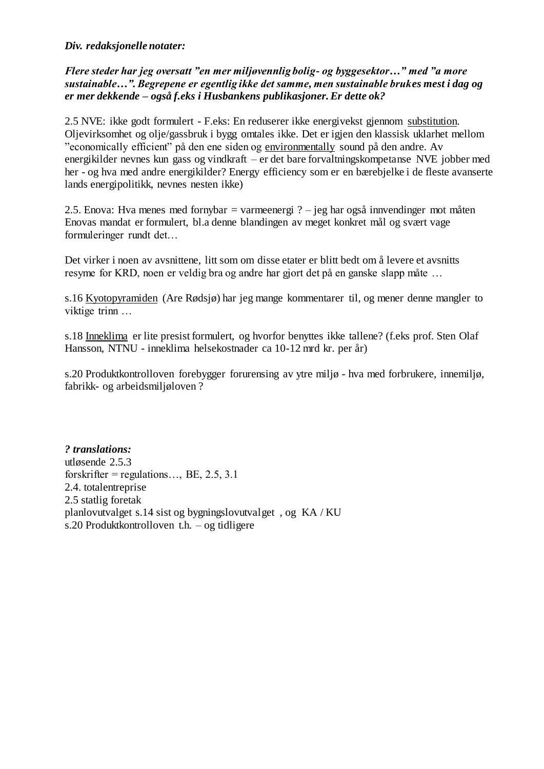***Div. redaksjonelle notater:***

***Flere steder har jeg oversatt "en mer miljøvennlig bolig- og byggesektor…" med "a more sustainable…". Begrepene er egentlig ikke det samme, men sustainable brukes mest i dag og er mer dekkende – også f.eks i Husbankens publikasjoner. Er dette ok?***

2.5 NVE: ikke godt formulert - F.eks: En reduserer ikke energivekst gjennom substitution. Oljevirksomhet og olje/gassbruk i bygg omtales ikke. Det er igjen den klassisk uklarhet mellom "economically efficient" på den ene siden og environmentally sound på den andre. Av energikilder nevnes kun gass og vindkraft – er det bare forvaltningskompetanse NVE jobber med her - og hva med andre energikilder? Energy efficiency som er en bærebjelke i de fleste avanserte lands energipolitikk, nevnes nesten ikke)

2.5. Enova: Hva menes med fornybar = varmeenergi ? – jeg har også innvendinger mot måten Enovas mandat er formulert, bl.a denne blandingen av meget konkret mål og svært vage formuleringer rundt det…

Det virker i noen av avsnittene, litt som om disse etater er blitt bedt om å levere et avsnitts resyme for KRD, noen er veldig bra og andre har gjort det på en ganske slapp måte …

s.16 Kyotopyramiden (Are Rødsjø) har jeg mange kommentarer til, og mener denne mangler to viktige trinn …

s.18 Inneklima er lite presist formulert, og hvorfor benyttes ikke tallene? (f.eks prof. Sten Olaf Hansson, NTNU - inneklima helsekostnader ca 10-12 mrd kr. per år)

s.20 Produktkontrolloven forebygger forurensing av ytre miljø - hva med forbrukere, innemiljø, fabrikk- og arbeidsmiljøloven ?

***? translations:***

utløsende 2.5.3
forskrifter = regulations…, BE, 2.5, 3.1
2.4. totalentreprise
2.5 statlig foretak
planlovutvalget s.14 sist og bygningslovutvalget , og KA / KU
s.20 Produktkontrolloven t.h. – og tidligere